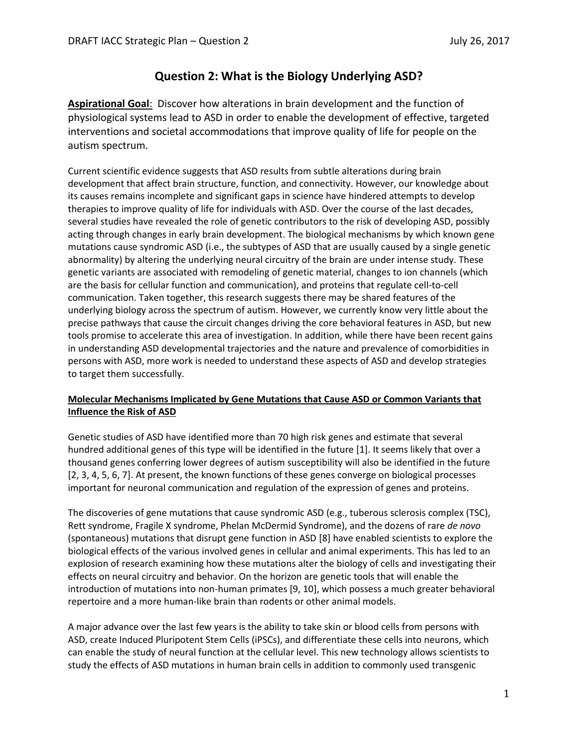# Question 2: What is the Biology Underlying ASD?

**Aspirational Goal**: Discover how alterations in brain development and the function of physiological systems lead to ASD in order to enable the development of effective, targeted interventions and societal accommodations that improve quality of life for people on the autism spectrum.

Current scientific evidence suggests that ASD results from subtle alterations during brain development that affect brain structure, function, and connectivity. However, our knowledge about its causes remains incomplete and significant gaps in science have hindered attempts to develop therapies to improve quality of life for individuals with ASD. Over the course of the last decades, several studies have revealed the role of genetic contributors to the risk of developing ASD, possibly acting through changes in early brain development. The biological mechanisms by which known gene mutations cause syndromic ASD (i.e., the subtypes of ASD that are usually caused by a single genetic abnormality) by altering the underlying neural circuitry of the brain are under intense study. These genetic variants are associated with remodeling of genetic material, changes to ion channels (which are the basis for cellular function and communication), and proteins that regulate cell-to-cell communication. Taken together, this research suggests there may be shared features of the underlying biology across the spectrum of autism. However, we currently know very little about the precise pathways that cause the circuit changes driving the core behavioral features in ASD, but new tools promise to accelerate this area of investigation. In addition, while there have been recent gains in understanding ASD developmental trajectories and the nature and prevalence of comorbidities in persons with ASD, more work is needed to understand these aspects of ASD and develop strategies to target them successfully.

## Molecular Mechanisms Implicated by Gene Mutations that Cause ASD or Common Variants that Influence the Risk of ASD

Genetic studies of ASD have identified more than 70 high risk genes and estimate that several hundred additional genes of this type will be identified in the future [1]. It seems likely that over a thousand genes conferring lower degrees of autism susceptibility will also be identified in the future [2, 3, 4, 5, 6, 7]. At present, the known functions of these genes converge on biological processes important for neuronal communication and regulation of the expression of genes and proteins.

The discoveries of gene mutations that cause syndromic ASD (e.g., tuberous sclerosis complex (TSC), Rett syndrome, Fragile X syndrome, Phelan McDermid Syndrome), and the dozens of rare *de novo* (spontaneous) mutations that disrupt gene function in ASD [8] have enabled scientists to explore the biological effects of the various involved genes in cellular and animal experiments. This has led to an explosion of research examining how these mutations alter the biology of cells and investigating their effects on neural circuitry and behavior. On the horizon are genetic tools that will enable the introduction of mutations into non-human primates [9, 10], which possess a much greater behavioral repertoire and a more human-like brain than rodents or other animal models.

A major advance over the last few years is the ability to take skin or blood cells from persons with ASD, create Induced Pluripotent Stem Cells (iPSCs), and differentiate these cells into neurons, which can enable the study of neural function at the cellular level. This new technology allows scientists to study the effects of ASD mutations in human brain cells in addition to commonly used transgenic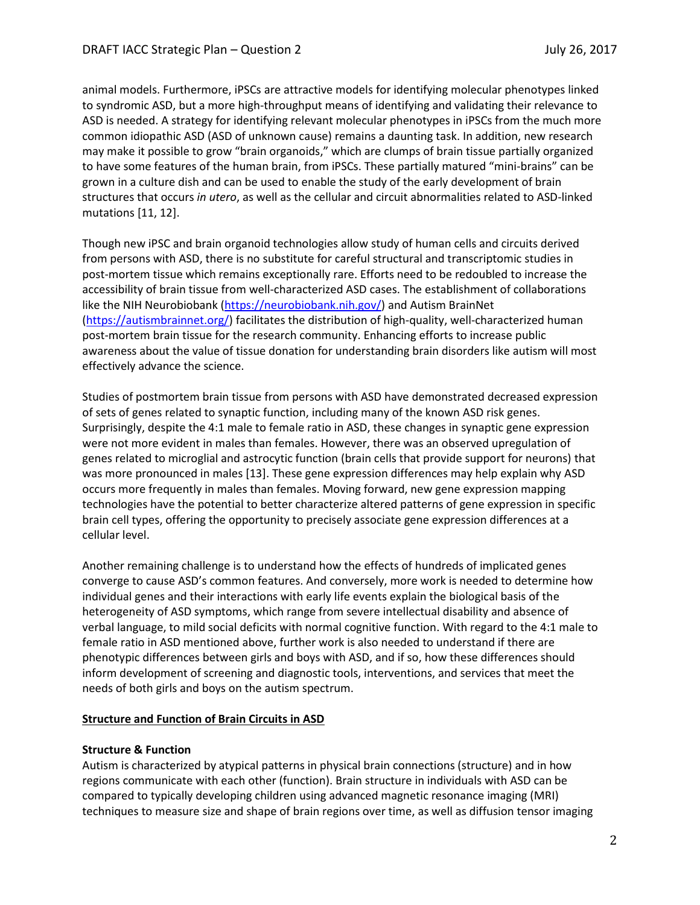animal models. Furthermore, iPSCs are attractive models for identifying molecular phenotypes linked to syndromic ASD, but a more high-throughput means of identifying and validating their relevance to ASD is needed. A strategy for identifying relevant molecular phenotypes in iPSCs from the much more common idiopathic ASD (ASD of unknown cause) remains a daunting task. In addition, new research may make it possible to grow "brain organoids," which are clumps of brain tissue partially organized to have some features of the human brain, from iPSCs. These partially matured "mini-brains" can be grown in a culture dish and can be used to enable the study of the early development of brain structures that occurs *in utero*, as well as the cellular and circuit abnormalities related to ASD-linked mutations [11, 12].

Though new iPSC and brain organoid technologies allow study of human cells and circuits derived from persons with ASD, there is no substitute for careful structural and transcriptomic studies in post-mortem tissue which remains exceptionally rare. Efforts need to be redoubled to increase the accessibility of brain tissue from well-characterized ASD cases. The establishment of collaborations like the NIH Neurobiobank (https://neurobiobank.nih.gov/) and Autism BrainNet (https://autismbrainnet.org/) facilitates the distribution of high-quality, well-characterized human post-mortem brain tissue for the research community. Enhancing efforts to increase public awareness about the value of tissue donation for understanding brain disorders like autism will most effectively advance the science.

Studies of postmortem brain tissue from persons with ASD have demonstrated decreased expression of sets of genes related to synaptic function, including many of the known ASD risk genes. Surprisingly, despite the 4:1 male to female ratio in ASD, these changes in synaptic gene expression were not more evident in males than females. However, there was an observed upregulation of genes related to microglial and astrocytic function (brain cells that provide support for neurons) that was more pronounced in males [13]. These gene expression differences may help explain why ASD occurs more frequently in males than females. Moving forward, new gene expression mapping technologies have the potential to better characterize altered patterns of gene expression in specific brain cell types, offering the opportunity to precisely associate gene expression differences at a cellular level.

Another remaining challenge is to understand how the effects of hundreds of implicated genes converge to cause ASD's common features. And conversely, more work is needed to determine how individual genes and their interactions with early life events explain the biological basis of the heterogeneity of ASD symptoms, which range from severe intellectual disability and absence of verbal language, to mild social deficits with normal cognitive function. With regard to the 4:1 male to female ratio in ASD mentioned above, further work is also needed to understand if there are phenotypic differences between girls and boys with ASD, and if so, how these differences should inform development of screening and diagnostic tools, interventions, and services that meet the needs of both girls and boys on the autism spectrum.

## Structure and Function of Brain Circuits in ASD

### Structure & Function

Autism is characterized by atypical patterns in physical brain connections (structure) and in how regions communicate with each other (function). Brain structure in individuals with ASD can be compared to typically developing children using advanced magnetic resonance imaging (MRI) techniques to measure size and shape of brain regions over time, as well as diffusion tensor imaging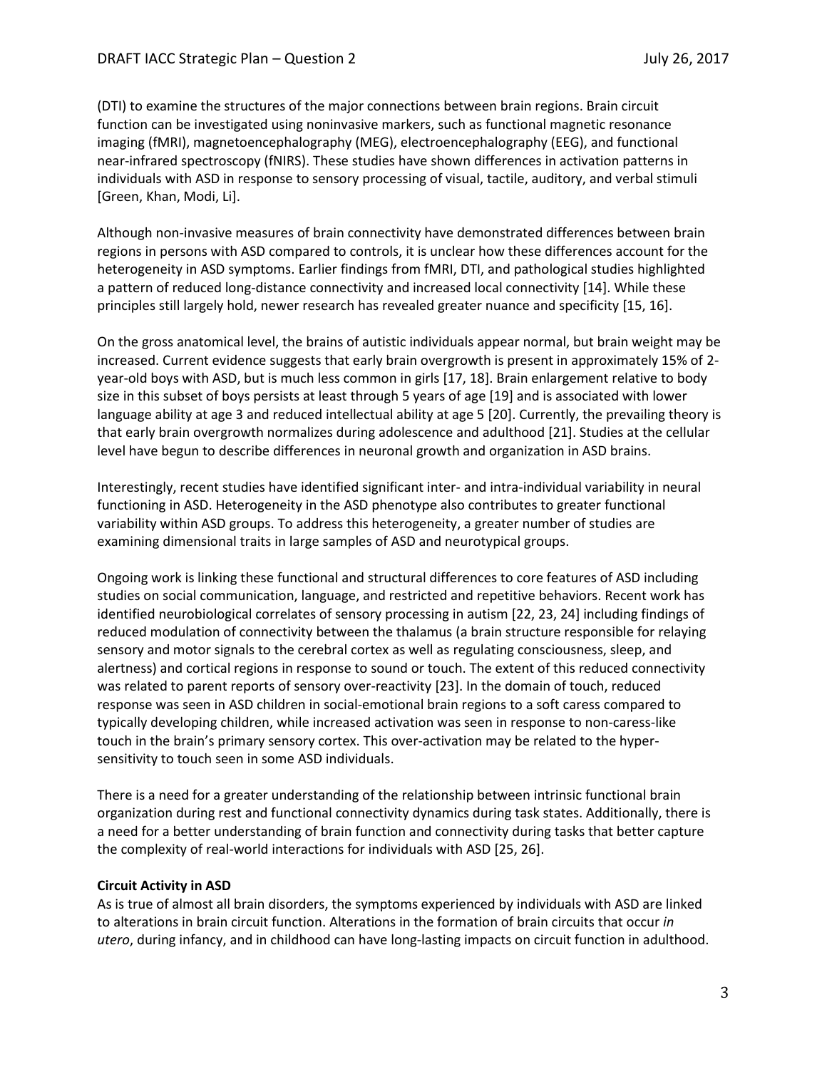(DTI) to examine the structures of the major connections between brain regions. Brain circuit function can be investigated using noninvasive markers, such as functional magnetic resonance imaging (fMRI), magnetoencephalography (MEG), electroencephalography (EEG), and functional near-infrared spectroscopy (fNIRS). These studies have shown differences in activation patterns in individuals with ASD in response to sensory processing of visual, tactile, auditory, and verbal stimuli [Green, Khan, Modi, Li].

Although non-invasive measures of brain connectivity have demonstrated differences between brain regions in persons with ASD compared to controls, it is unclear how these differences account for the heterogeneity in ASD symptoms. Earlier findings from fMRI, DTI, and pathological studies highlighted a pattern of reduced long-distance connectivity and increased local connectivity [14]. While these principles still largely hold, newer research has revealed greater nuance and specificity [15, 16].

On the gross anatomical level, the brains of autistic individuals appear normal, but brain weight may be increased. Current evidence suggests that early brain overgrowth is present in approximately 15% of 2-year-old boys with ASD, but is much less common in girls [17, 18]. Brain enlargement relative to body size in this subset of boys persists at least through 5 years of age [19] and is associated with lower language ability at age 3 and reduced intellectual ability at age 5 [20]. Currently, the prevailing theory is that early brain overgrowth normalizes during adolescence and adulthood [21]. Studies at the cellular level have begun to describe differences in neuronal growth and organization in ASD brains.

Interestingly, recent studies have identified significant inter- and intra-individual variability in neural functioning in ASD. Heterogeneity in the ASD phenotype also contributes to greater functional variability within ASD groups. To address this heterogeneity, a greater number of studies are examining dimensional traits in large samples of ASD and neurotypical groups.

Ongoing work is linking these functional and structural differences to core features of ASD including studies on social communication, language, and restricted and repetitive behaviors. Recent work has identified neurobiological correlates of sensory processing in autism [22, 23, 24] including findings of reduced modulation of connectivity between the thalamus (a brain structure responsible for relaying sensory and motor signals to the cerebral cortex as well as regulating consciousness, sleep, and alertness) and cortical regions in response to sound or touch. The extent of this reduced connectivity was related to parent reports of sensory over-reactivity [23]. In the domain of touch, reduced response was seen in ASD children in social-emotional brain regions to a soft caress compared to typically developing children, while increased activation was seen in response to non-caress-like touch in the brain's primary sensory cortex. This over-activation may be related to the hyper-sensitivity to touch seen in some ASD individuals.

There is a need for a greater understanding of the relationship between intrinsic functional brain organization during rest and functional connectivity dynamics during task states. Additionally, there is a need for a better understanding of brain function and connectivity during tasks that better capture the complexity of real-world interactions for individuals with ASD [25, 26].

**Circuit Activity in ASD**

As is true of almost all brain disorders, the symptoms experienced by individuals with ASD are linked to alterations in brain circuit function. Alterations in the formation of brain circuits that occur *in utero*, during infancy, and in childhood can have long-lasting impacts on circuit function in adulthood.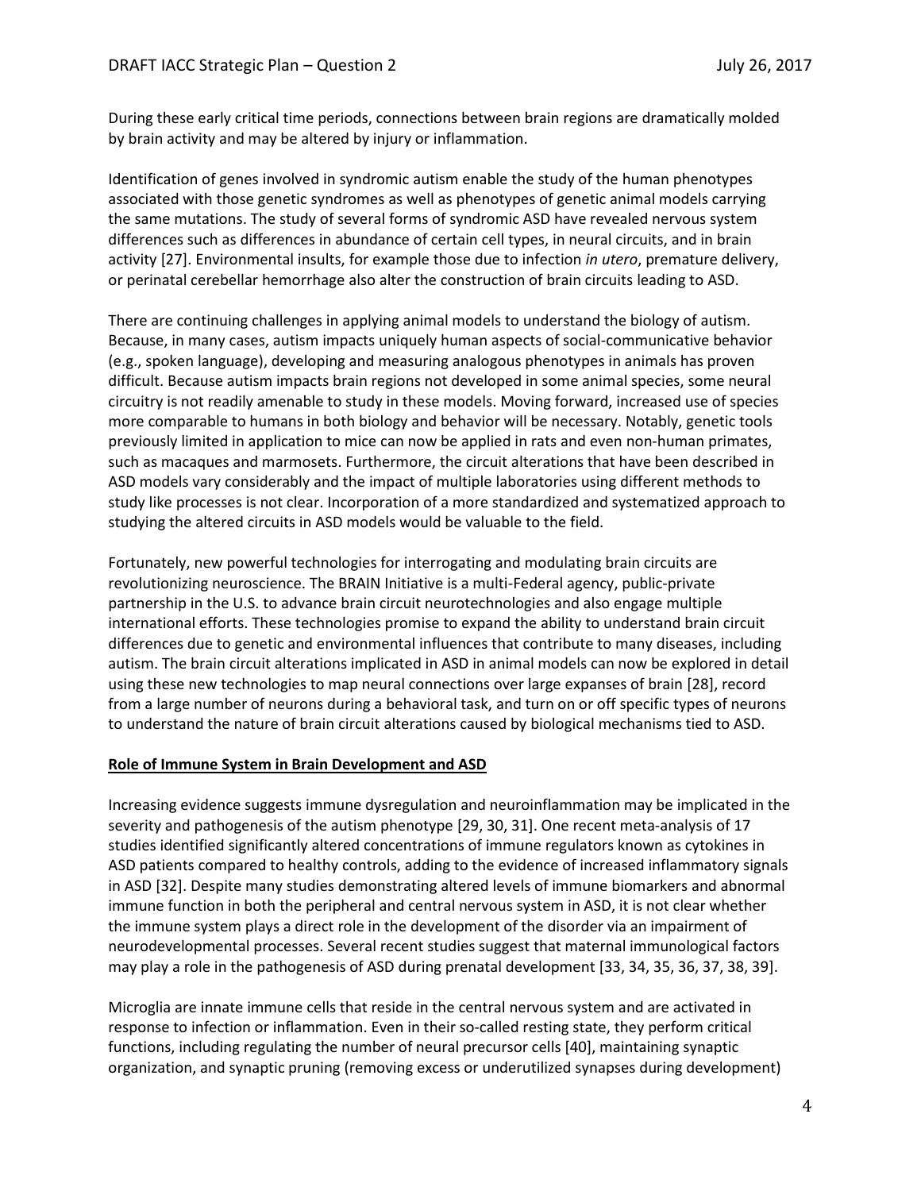During these early critical time periods, connections between brain regions are dramatically molded by brain activity and may be altered by injury or inflammation.

Identification of genes involved in syndromic autism enable the study of the human phenotypes associated with those genetic syndromes as well as phenotypes of genetic animal models carrying the same mutations. The study of several forms of syndromic ASD have revealed nervous system differences such as differences in abundance of certain cell types, in neural circuits, and in brain activity [27]. Environmental insults, for example those due to infection *in utero*, premature delivery, or perinatal cerebellar hemorrhage also alter the construction of brain circuits leading to ASD.

There are continuing challenges in applying animal models to understand the biology of autism. Because, in many cases, autism impacts uniquely human aspects of social-communicative behavior (e.g., spoken language), developing and measuring analogous phenotypes in animals has proven difficult. Because autism impacts brain regions not developed in some animal species, some neural circuitry is not readily amenable to study in these models. Moving forward, increased use of species more comparable to humans in both biology and behavior will be necessary. Notably, genetic tools previously limited in application to mice can now be applied in rats and even non-human primates, such as macaques and marmosets. Furthermore, the circuit alterations that have been described in ASD models vary considerably and the impact of multiple laboratories using different methods to study like processes is not clear. Incorporation of a more standardized and systematized approach to studying the altered circuits in ASD models would be valuable to the field.

Fortunately, new powerful technologies for interrogating and modulating brain circuits are revolutionizing neuroscience. The BRAIN Initiative is a multi-Federal agency, public-private partnership in the U.S. to advance brain circuit neurotechnologies and also engage multiple international efforts. These technologies promise to expand the ability to understand brain circuit differences due to genetic and environmental influences that contribute to many diseases, including autism. The brain circuit alterations implicated in ASD in animal models can now be explored in detail using these new technologies to map neural connections over large expanses of brain [28], record from a large number of neurons during a behavioral task, and turn on or off specific types of neurons to understand the nature of brain circuit alterations caused by biological mechanisms tied to ASD.

**Role of Immune System in Brain Development and ASD**

Increasing evidence suggests immune dysregulation and neuroinflammation may be implicated in the severity and pathogenesis of the autism phenotype [29, 30, 31]. One recent meta-analysis of 17 studies identified significantly altered concentrations of immune regulators known as cytokines in ASD patients compared to healthy controls, adding to the evidence of increased inflammatory signals in ASD [32]. Despite many studies demonstrating altered levels of immune biomarkers and abnormal immune function in both the peripheral and central nervous system in ASD, it is not clear whether the immune system plays a direct role in the development of the disorder via an impairment of neurodevelopmental processes. Several recent studies suggest that maternal immunological factors may play a role in the pathogenesis of ASD during prenatal development [33, 34, 35, 36, 37, 38, 39].

Microglia are innate immune cells that reside in the central nervous system and are activated in response to infection or inflammation. Even in their so-called resting state, they perform critical functions, including regulating the number of neural precursor cells [40], maintaining synaptic organization, and synaptic pruning (removing excess or underutilized synapses during development)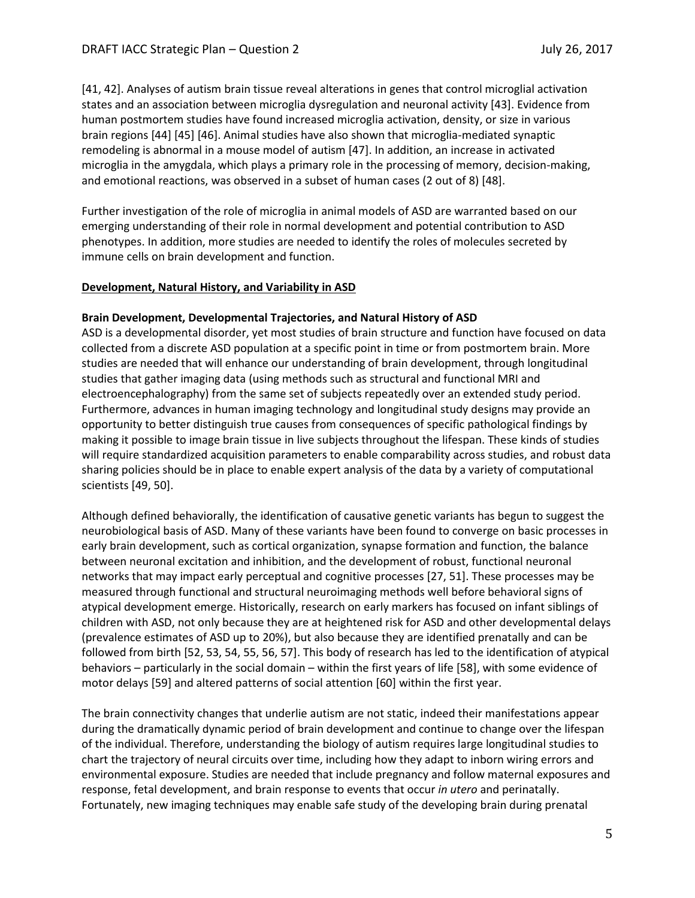[41, 42]. Analyses of autism brain tissue reveal alterations in genes that control microglial activation states and an association between microglia dysregulation and neuronal activity [43]. Evidence from human postmortem studies have found increased microglia activation, density, or size in various brain regions [44] [45] [46]. Animal studies have also shown that microglia-mediated synaptic remodeling is abnormal in a mouse model of autism [47]. In addition, an increase in activated microglia in the amygdala, which plays a primary role in the processing of memory, decision-making, and emotional reactions, was observed in a subset of human cases (2 out of 8) [48].

Further investigation of the role of microglia in animal models of ASD are warranted based on our emerging understanding of their role in normal development and potential contribution to ASD phenotypes. In addition, more studies are needed to identify the roles of molecules secreted by immune cells on brain development and function.

## Development, Natural History, and Variability in ASD

### Brain Development, Developmental Trajectories, and Natural History of ASD

ASD is a developmental disorder, yet most studies of brain structure and function have focused on data collected from a discrete ASD population at a specific point in time or from postmortem brain. More studies are needed that will enhance our understanding of brain development, through longitudinal studies that gather imaging data (using methods such as structural and functional MRI and electroencephalography) from the same set of subjects repeatedly over an extended study period. Furthermore, advances in human imaging technology and longitudinal study designs may provide an opportunity to better distinguish true causes from consequences of specific pathological findings by making it possible to image brain tissue in live subjects throughout the lifespan. These kinds of studies will require standardized acquisition parameters to enable comparability across studies, and robust data sharing policies should be in place to enable expert analysis of the data by a variety of computational scientists [49, 50].

Although defined behaviorally, the identification of causative genetic variants has begun to suggest the neurobiological basis of ASD. Many of these variants have been found to converge on basic processes in early brain development, such as cortical organization, synapse formation and function, the balance between neuronal excitation and inhibition, and the development of robust, functional neuronal networks that may impact early perceptual and cognitive processes [27, 51]. These processes may be measured through functional and structural neuroimaging methods well before behavioral signs of atypical development emerge. Historically, research on early markers has focused on infant siblings of children with ASD, not only because they are at heightened risk for ASD and other developmental delays (prevalence estimates of ASD up to 20%), but also because they are identified prenatally and can be followed from birth [52, 53, 54, 55, 56, 57]. This body of research has led to the identification of atypical behaviors – particularly in the social domain – within the first years of life [58], with some evidence of motor delays [59] and altered patterns of social attention [60] within the first year.

The brain connectivity changes that underlie autism are not static, indeed their manifestations appear during the dramatically dynamic period of brain development and continue to change over the lifespan of the individual. Therefore, understanding the biology of autism requires large longitudinal studies to chart the trajectory of neural circuits over time, including how they adapt to inborn wiring errors and environmental exposure. Studies are needed that include pregnancy and follow maternal exposures and response, fetal development, and brain response to events that occur *in utero* and perinatally. Fortunately, new imaging techniques may enable safe study of the developing brain during prenatal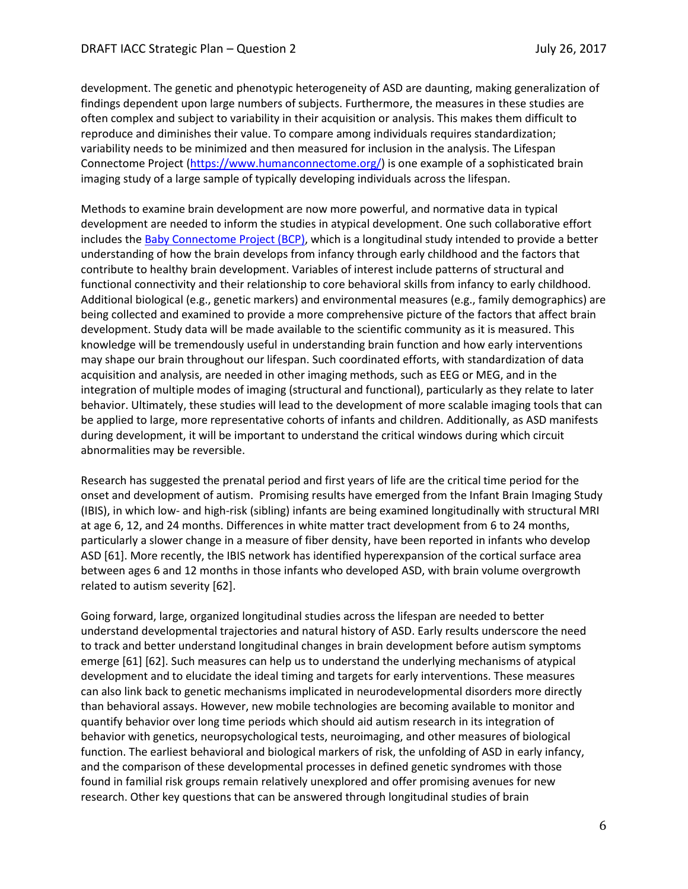development. The genetic and phenotypic heterogeneity of ASD are daunting, making generalization of findings dependent upon large numbers of subjects. Furthermore, the measures in these studies are often complex and subject to variability in their acquisition or analysis. This makes them difficult to reproduce and diminishes their value. To compare among individuals requires standardization; variability needs to be minimized and then measured for inclusion in the analysis. The Lifespan Connectome Project (https://www.humanconnectome.org/) is one example of a sophisticated brain imaging study of a large sample of typically developing individuals across the lifespan.

Methods to examine brain development are now more powerful, and normative data in typical development are needed to inform the studies in atypical development. One such collaborative effort includes the Baby Connectome Project (BCP), which is a longitudinal study intended to provide a better understanding of how the brain develops from infancy through early childhood and the factors that contribute to healthy brain development. Variables of interest include patterns of structural and functional connectivity and their relationship to core behavioral skills from infancy to early childhood. Additional biological (e.g., genetic markers) and environmental measures (e.g., family demographics) are being collected and examined to provide a more comprehensive picture of the factors that affect brain development. Study data will be made available to the scientific community as it is measured. This knowledge will be tremendously useful in understanding brain function and how early interventions may shape our brain throughout our lifespan. Such coordinated efforts, with standardization of data acquisition and analysis, are needed in other imaging methods, such as EEG or MEG, and in the integration of multiple modes of imaging (structural and functional), particularly as they relate to later behavior. Ultimately, these studies will lead to the development of more scalable imaging tools that can be applied to large, more representative cohorts of infants and children. Additionally, as ASD manifests during development, it will be important to understand the critical windows during which circuit abnormalities may be reversible.

Research has suggested the prenatal period and first years of life are the critical time period for the onset and development of autism. Promising results have emerged from the Infant Brain Imaging Study (IBIS), in which low- and high-risk (sibling) infants are being examined longitudinally with structural MRI at age 6, 12, and 24 months. Differences in white matter tract development from 6 to 24 months, particularly a slower change in a measure of fiber density, have been reported in infants who develop ASD [61]. More recently, the IBIS network has identified hyperexpansion of the cortical surface area between ages 6 and 12 months in those infants who developed ASD, with brain volume overgrowth related to autism severity [62].

Going forward, large, organized longitudinal studies across the lifespan are needed to better understand developmental trajectories and natural history of ASD. Early results underscore the need to track and better understand longitudinal changes in brain development before autism symptoms emerge [61] [62]. Such measures can help us to understand the underlying mechanisms of atypical development and to elucidate the ideal timing and targets for early interventions. These measures can also link back to genetic mechanisms implicated in neurodevelopmental disorders more directly than behavioral assays. However, new mobile technologies are becoming available to monitor and quantify behavior over long time periods which should aid autism research in its integration of behavior with genetics, neuropsychological tests, neuroimaging, and other measures of biological function. The earliest behavioral and biological markers of risk, the unfolding of ASD in early infancy, and the comparison of these developmental processes in defined genetic syndromes with those found in familial risk groups remain relatively unexplored and offer promising avenues for new research. Other key questions that can be answered through longitudinal studies of brain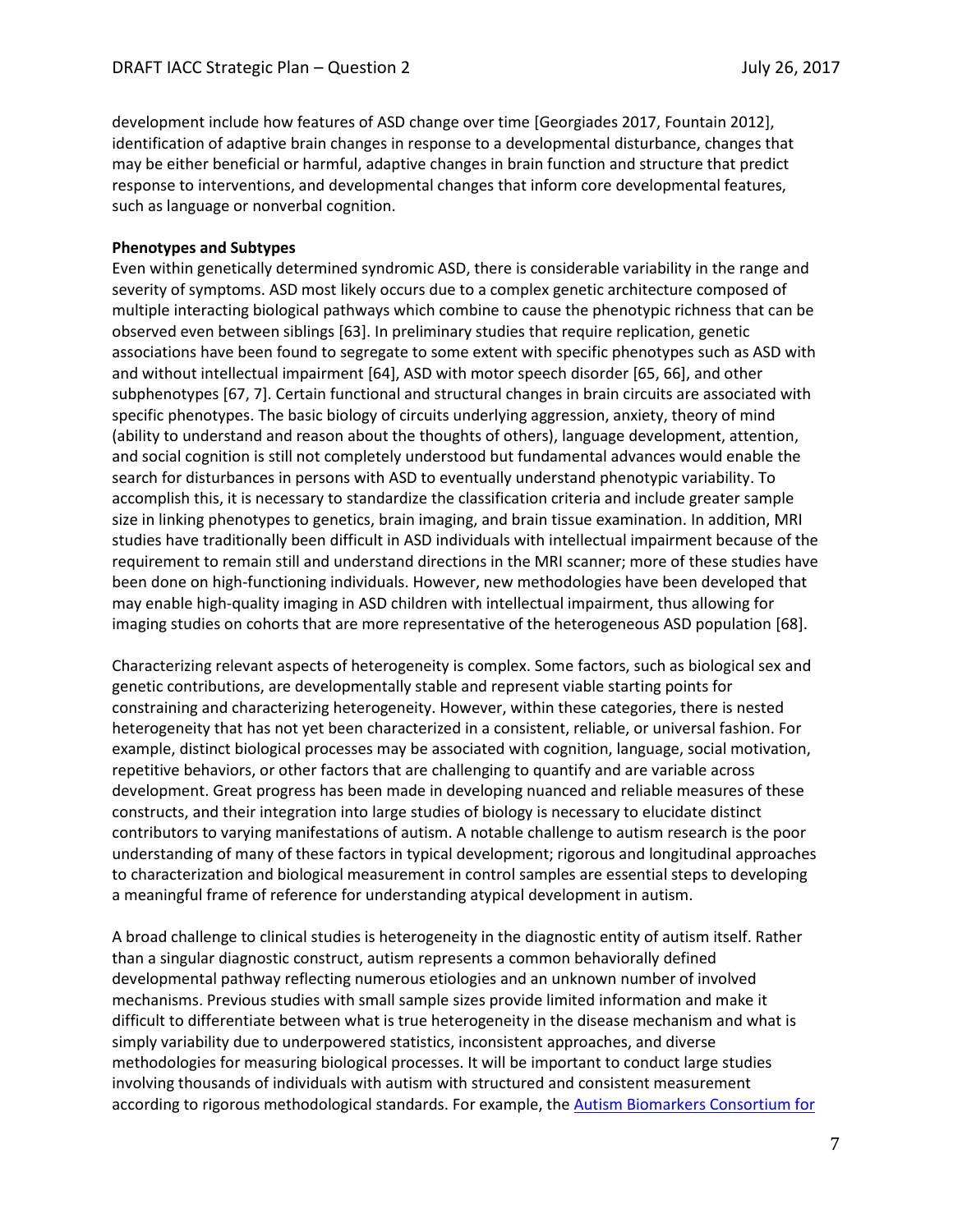development include how features of ASD change over time [Georgiades 2017, Fountain 2012], identification of adaptive brain changes in response to a developmental disturbance, changes that may be either beneficial or harmful, adaptive changes in brain function and structure that predict response to interventions, and developmental changes that inform core developmental features, such as language or nonverbal cognition.

**Phenotypes and Subtypes**

Even within genetically determined syndromic ASD, there is considerable variability in the range and severity of symptoms. ASD most likely occurs due to a complex genetic architecture composed of multiple interacting biological pathways which combine to cause the phenotypic richness that can be observed even between siblings [63]. In preliminary studies that require replication, genetic associations have been found to segregate to some extent with specific phenotypes such as ASD with and without intellectual impairment [64], ASD with motor speech disorder [65, 66], and other subphenotypes [67, 7]. Certain functional and structural changes in brain circuits are associated with specific phenotypes. The basic biology of circuits underlying aggression, anxiety, theory of mind (ability to understand and reason about the thoughts of others), language development, attention, and social cognition is still not completely understood but fundamental advances would enable the search for disturbances in persons with ASD to eventually understand phenotypic variability. To accomplish this, it is necessary to standardize the classification criteria and include greater sample size in linking phenotypes to genetics, brain imaging, and brain tissue examination. In addition, MRI studies have traditionally been difficult in ASD individuals with intellectual impairment because of the requirement to remain still and understand directions in the MRI scanner; more of these studies have been done on high-functioning individuals. However, new methodologies have been developed that may enable high-quality imaging in ASD children with intellectual impairment, thus allowing for imaging studies on cohorts that are more representative of the heterogeneous ASD population [68].

Characterizing relevant aspects of heterogeneity is complex. Some factors, such as biological sex and genetic contributions, are developmentally stable and represent viable starting points for constraining and characterizing heterogeneity. However, within these categories, there is nested heterogeneity that has not yet been characterized in a consistent, reliable, or universal fashion. For example, distinct biological processes may be associated with cognition, language, social motivation, repetitive behaviors, or other factors that are challenging to quantify and are variable across development. Great progress has been made in developing nuanced and reliable measures of these constructs, and their integration into large studies of biology is necessary to elucidate distinct contributors to varying manifestations of autism. A notable challenge to autism research is the poor understanding of many of these factors in typical development; rigorous and longitudinal approaches to characterization and biological measurement in control samples are essential steps to developing a meaningful frame of reference for understanding atypical development in autism.

A broad challenge to clinical studies is heterogeneity in the diagnostic entity of autism itself. Rather than a singular diagnostic construct, autism represents a common behaviorally defined developmental pathway reflecting numerous etiologies and an unknown number of involved mechanisms. Previous studies with small sample sizes provide limited information and make it difficult to differentiate between what is true heterogeneity in the disease mechanism and what is simply variability due to underpowered statistics, inconsistent approaches, and diverse methodologies for measuring biological processes. It will be important to conduct large studies involving thousands of individuals with autism with structured and consistent measurement according to rigorous methodological standards. For example, the Autism Biomarkers Consortium for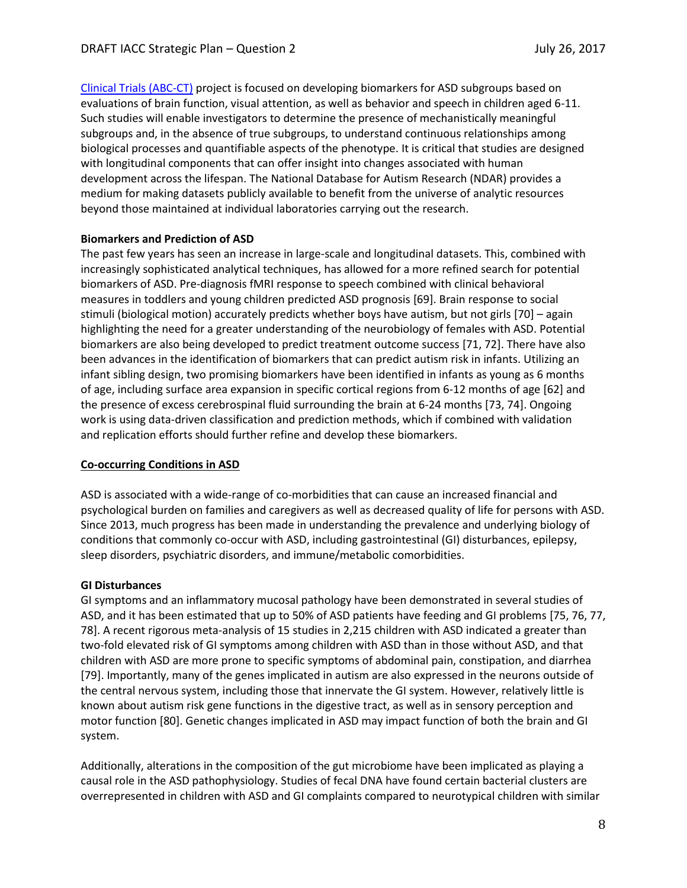Clinical Trials (ABC-CT) project is focused on developing biomarkers for ASD subgroups based on evaluations of brain function, visual attention, as well as behavior and speech in children aged 6-11. Such studies will enable investigators to determine the presence of mechanistically meaningful subgroups and, in the absence of true subgroups, to understand continuous relationships among biological processes and quantifiable aspects of the phenotype. It is critical that studies are designed with longitudinal components that can offer insight into changes associated with human development across the lifespan. The National Database for Autism Research (NDAR) provides a medium for making datasets publicly available to benefit from the universe of analytic resources beyond those maintained at individual laboratories carrying out the research.

**Biomarkers and Prediction of ASD**

The past few years has seen an increase in large-scale and longitudinal datasets. This, combined with increasingly sophisticated analytical techniques, has allowed for a more refined search for potential biomarkers of ASD. Pre-diagnosis fMRI response to speech combined with clinical behavioral measures in toddlers and young children predicted ASD prognosis [69]. Brain response to social stimuli (biological motion) accurately predicts whether boys have autism, but not girls [70] – again highlighting the need for a greater understanding of the neurobiology of females with ASD. Potential biomarkers are also being developed to predict treatment outcome success [71, 72]. There have also been advances in the identification of biomarkers that can predict autism risk in infants. Utilizing an infant sibling design, two promising biomarkers have been identified in infants as young as 6 months of age, including surface area expansion in specific cortical regions from 6-12 months of age [62] and the presence of excess cerebrospinal fluid surrounding the brain at 6-24 months [73, 74]. Ongoing work is using data-driven classification and prediction methods, which if combined with validation and replication efforts should further refine and develop these biomarkers.

## Co-occurring Conditions in ASD

ASD is associated with a wide-range of co-morbidities that can cause an increased financial and psychological burden on families and caregivers as well as decreased quality of life for persons with ASD. Since 2013, much progress has been made in understanding the prevalence and underlying biology of conditions that commonly co-occur with ASD, including gastrointestinal (GI) disturbances, epilepsy, sleep disorders, psychiatric disorders, and immune/metabolic comorbidities.

**GI Disturbances**

GI symptoms and an inflammatory mucosal pathology have been demonstrated in several studies of ASD, and it has been estimated that up to 50% of ASD patients have feeding and GI problems [75, 76, 77, 78]. A recent rigorous meta-analysis of 15 studies in 2,215 children with ASD indicated a greater than two-fold elevated risk of GI symptoms among children with ASD than in those without ASD, and that children with ASD are more prone to specific symptoms of abdominal pain, constipation, and diarrhea [79]. Importantly, many of the genes implicated in autism are also expressed in the neurons outside of the central nervous system, including those that innervate the GI system. However, relatively little is known about autism risk gene functions in the digestive tract, as well as in sensory perception and motor function [80]. Genetic changes implicated in ASD may impact function of both the brain and GI system.

Additionally, alterations in the composition of the gut microbiome have been implicated as playing a causal role in the ASD pathophysiology. Studies of fecal DNA have found certain bacterial clusters are overrepresented in children with ASD and GI complaints compared to neurotypical children with similar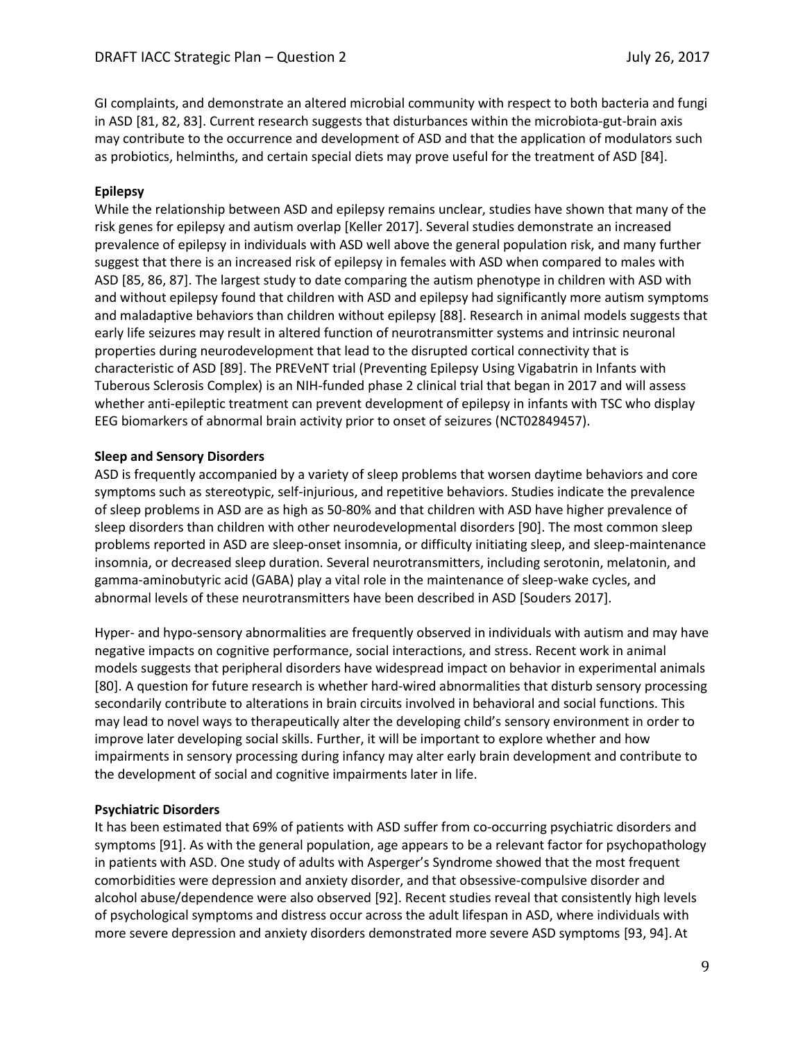GI complaints, and demonstrate an altered microbial community with respect to both bacteria and fungi in ASD [81, 82, 83]. Current research suggests that disturbances within the microbiota-gut-brain axis may contribute to the occurrence and development of ASD and that the application of modulators such as probiotics, helminths, and certain special diets may prove useful for the treatment of ASD [84].

**Epilepsy**

While the relationship between ASD and epilepsy remains unclear, studies have shown that many of the risk genes for epilepsy and autism overlap [Keller 2017]. Several studies demonstrate an increased prevalence of epilepsy in individuals with ASD well above the general population risk, and many further suggest that there is an increased risk of epilepsy in females with ASD when compared to males with ASD [85, 86, 87]. The largest study to date comparing the autism phenotype in children with ASD with and without epilepsy found that children with ASD and epilepsy had significantly more autism symptoms and maladaptive behaviors than children without epilepsy [88]. Research in animal models suggests that early life seizures may result in altered function of neurotransmitter systems and intrinsic neuronal properties during neurodevelopment that lead to the disrupted cortical connectivity that is characteristic of ASD [89]. The PREVeNT trial (Preventing Epilepsy Using Vigabatrin in Infants with Tuberous Sclerosis Complex) is an NIH-funded phase 2 clinical trial that began in 2017 and will assess whether anti-epileptic treatment can prevent development of epilepsy in infants with TSC who display EEG biomarkers of abnormal brain activity prior to onset of seizures (NCT02849457).

**Sleep and Sensory Disorders**

ASD is frequently accompanied by a variety of sleep problems that worsen daytime behaviors and core symptoms such as stereotypic, self-injurious, and repetitive behaviors. Studies indicate the prevalence of sleep problems in ASD are as high as 50-80% and that children with ASD have higher prevalence of sleep disorders than children with other neurodevelopmental disorders [90]. The most common sleep problems reported in ASD are sleep-onset insomnia, or difficulty initiating sleep, and sleep-maintenance insomnia, or decreased sleep duration. Several neurotransmitters, including serotonin, melatonin, and gamma-aminobutyric acid (GABA) play a vital role in the maintenance of sleep-wake cycles, and abnormal levels of these neurotransmitters have been described in ASD [Souders 2017].

Hyper- and hypo-sensory abnormalities are frequently observed in individuals with autism and may have negative impacts on cognitive performance, social interactions, and stress. Recent work in animal models suggests that peripheral disorders have widespread impact on behavior in experimental animals [80]. A question for future research is whether hard-wired abnormalities that disturb sensory processing secondarily contribute to alterations in brain circuits involved in behavioral and social functions. This may lead to novel ways to therapeutically alter the developing child's sensory environment in order to improve later developing social skills. Further, it will be important to explore whether and how impairments in sensory processing during infancy may alter early brain development and contribute to the development of social and cognitive impairments later in life.

**Psychiatric Disorders**

It has been estimated that 69% of patients with ASD suffer from co-occurring psychiatric disorders and symptoms [91]. As with the general population, age appears to be a relevant factor for psychopathology in patients with ASD. One study of adults with Asperger's Syndrome showed that the most frequent comorbidities were depression and anxiety disorder, and that obsessive-compulsive disorder and alcohol abuse/dependence were also observed [92]. Recent studies reveal that consistently high levels of psychological symptoms and distress occur across the adult lifespan in ASD, where individuals with more severe depression and anxiety disorders demonstrated more severe ASD symptoms [93, 94]. At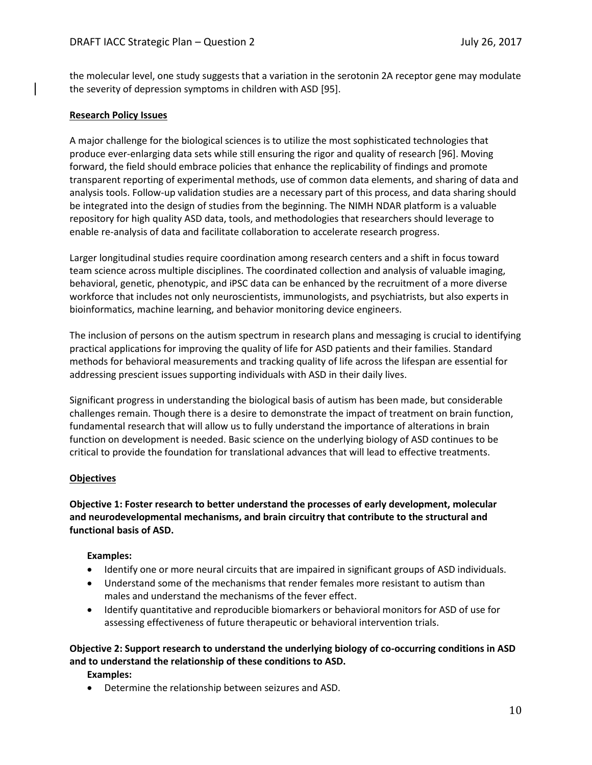the molecular level, one study suggests that a variation in the serotonin 2A receptor gene may modulate the severity of depression symptoms in children with ASD [95].

**Research Policy Issues**

A major challenge for the biological sciences is to utilize the most sophisticated technologies that produce ever-enlarging data sets while still ensuring the rigor and quality of research [96]. Moving forward, the field should embrace policies that enhance the replicability of findings and promote transparent reporting of experimental methods, use of common data elements, and sharing of data and analysis tools. Follow-up validation studies are a necessary part of this process, and data sharing should be integrated into the design of studies from the beginning. The NIMH NDAR platform is a valuable repository for high quality ASD data, tools, and methodologies that researchers should leverage to enable re-analysis of data and facilitate collaboration to accelerate research progress.

Larger longitudinal studies require coordination among research centers and a shift in focus toward team science across multiple disciplines. The coordinated collection and analysis of valuable imaging, behavioral, genetic, phenotypic, and iPSC data can be enhanced by the recruitment of a more diverse workforce that includes not only neuroscientists, immunologists, and psychiatrists, but also experts in bioinformatics, machine learning, and behavior monitoring device engineers.

The inclusion of persons on the autism spectrum in research plans and messaging is crucial to identifying practical applications for improving the quality of life for ASD patients and their families. Standard methods for behavioral measurements and tracking quality of life across the lifespan are essential for addressing prescient issues supporting individuals with ASD in their daily lives.

Significant progress in understanding the biological basis of autism has been made, but considerable challenges remain. Though there is a desire to demonstrate the impact of treatment on brain function, fundamental research that will allow us to fully understand the importance of alterations in brain function on development is needed. Basic science on the underlying biology of ASD continues to be critical to provide the foundation for translational advances that will lead to effective treatments.

**Objectives**

**Objective 1: Foster research to better understand the processes of early development, molecular and neurodevelopmental mechanisms, and brain circuitry that contribute to the structural and functional basis of ASD.**

**Examples:**

- Identify one or more neural circuits that are impaired in significant groups of ASD individuals.
- Understand some of the mechanisms that render females more resistant to autism than males and understand the mechanisms of the fever effect.
- Identify quantitative and reproducible biomarkers or behavioral monitors for ASD of use for assessing effectiveness of future therapeutic or behavioral intervention trials.

**Objective 2: Support research to understand the underlying biology of co-occurring conditions in ASD and to understand the relationship of these conditions to ASD.**

**Examples:**

- Determine the relationship between seizures and ASD.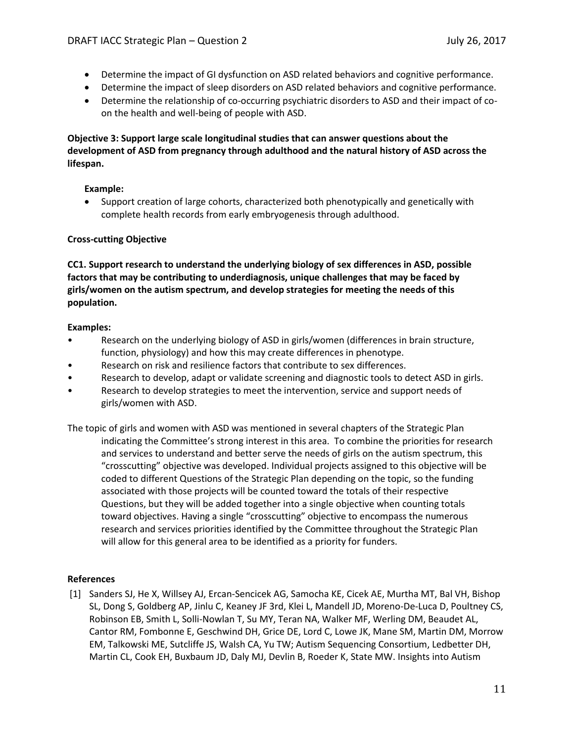- Determine the impact of GI dysfunction on ASD related behaviors and cognitive performance.
- Determine the impact of sleep disorders on ASD related behaviors and cognitive performance.
- Determine the relationship of co-occurring psychiatric disorders to ASD and their impact of co-on the health and well-being of people with ASD.

**Objective 3: Support large scale longitudinal studies that can answer questions about the development of ASD from pregnancy through adulthood and the natural history of ASD across the lifespan.**

**Example:**

- Support creation of large cohorts, characterized both phenotypically and genetically with complete health records from early embryogenesis through adulthood.

**Cross-cutting Objective**

**CC1. Support research to understand the underlying biology of sex differences in ASD, possible factors that may be contributing to underdiagnosis, unique challenges that may be faced by girls/women on the autism spectrum, and develop strategies for meeting the needs of this population.**

**Examples:**

- Research on the underlying biology of ASD in girls/women (differences in brain structure, function, physiology) and how this may create differences in phenotype.
- Research on risk and resilience factors that contribute to sex differences.
- Research to develop, adapt or validate screening and diagnostic tools to detect ASD in girls.
- Research to develop strategies to meet the intervention, service and support needs of girls/women with ASD.

The topic of girls and women with ASD was mentioned in several chapters of the Strategic Plan indicating the Committee's strong interest in this area. To combine the priorities for research and services to understand and better serve the needs of girls on the autism spectrum, this "crosscutting" objective was developed. Individual projects assigned to this objective will be coded to different Questions of the Strategic Plan depending on the topic, so the funding associated with those projects will be counted toward the totals of their respective Questions, but they will be added together into a single objective when counting totals toward objectives. Having a single "crosscutting" objective to encompass the numerous research and services priorities identified by the Committee throughout the Strategic Plan will allow for this general area to be identified as a priority for funders.

**References**

[1] Sanders SJ, He X, Willsey AJ, Ercan-Sencicek AG, Samocha KE, Cicek AE, Murtha MT, Bal VH, Bishop SL, Dong S, Goldberg AP, Jinlu C, Keaney JF 3rd, Klei L, Mandell JD, Moreno-De-Luca D, Poultney CS, Robinson EB, Smith L, Solli-Nowlan T, Su MY, Teran NA, Walker MF, Werling DM, Beaudet AL, Cantor RM, Fombonne E, Geschwind DH, Grice DE, Lord C, Lowe JK, Mane SM, Martin DM, Morrow EM, Talkowski ME, Sutcliffe JS, Walsh CA, Yu TW; Autism Sequencing Consortium, Ledbetter DH, Martin CL, Cook EH, Buxbaum JD, Daly MJ, Devlin B, Roeder K, State MW. Insights into Autism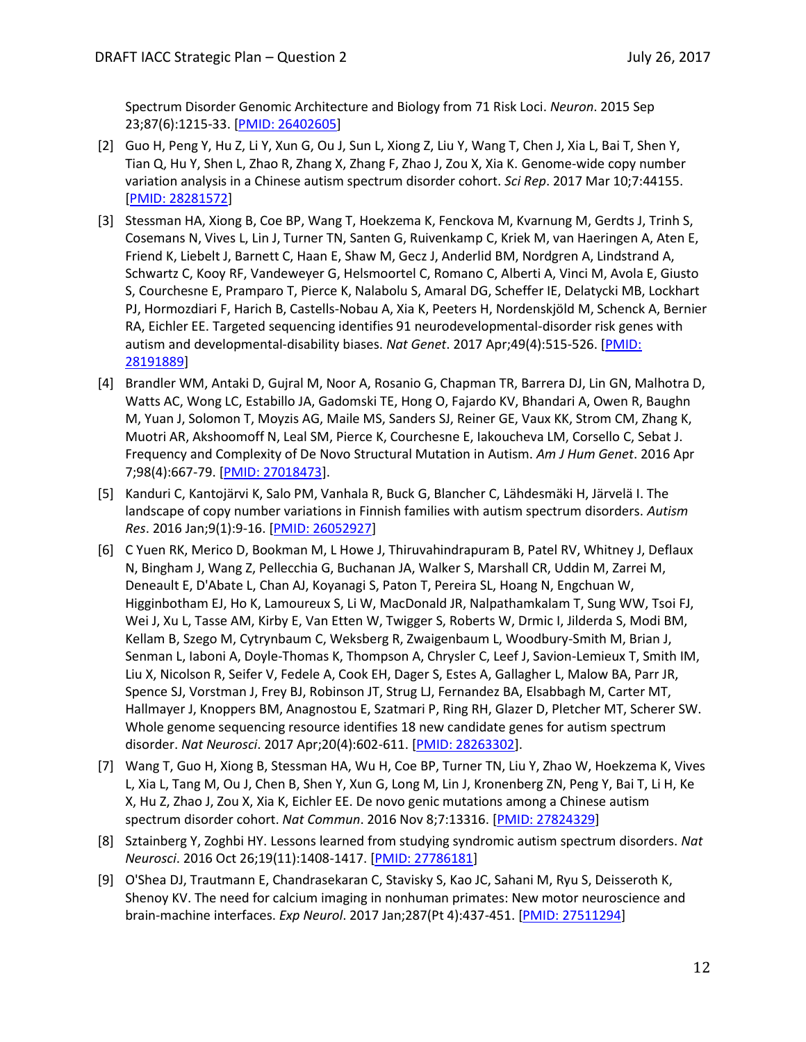Spectrum Disorder Genomic Architecture and Biology from 71 Risk Loci. *Neuron*. 2015 Sep 23;87(6):1215-33. [PMID: 26402605]

[2] Guo H, Peng Y, Hu Z, Li Y, Xun G, Ou J, Sun L, Xiong Z, Liu Y, Wang T, Chen J, Xia L, Bai T, Shen Y, Tian Q, Hu Y, Shen L, Zhao R, Zhang X, Zhang F, Zhao J, Zou X, Xia K. Genome-wide copy number variation analysis in a Chinese autism spectrum disorder cohort. *Sci Rep*. 2017 Mar 10;7:44155. [PMID: 28281572]

[3] Stessman HA, Xiong B, Coe BP, Wang T, Hoekzema K, Fenckova M, Kvarnung M, Gerdts J, Trinh S, Cosemans N, Vives L, Lin J, Turner TN, Santen G, Ruivenkamp C, Kriek M, van Haeringen A, Aten E, Friend K, Liebelt J, Barnett C, Haan E, Shaw M, Gecz J, Anderlid BM, Nordgren A, Lindstrand A, Schwartz C, Kooy RF, Vandeweyer G, Helsmoortel C, Romano C, Alberti A, Vinci M, Avola E, Giusto S, Courchesne E, Pramparo T, Pierce K, Nalabolu S, Amaral DG, Scheffer IE, Delatycki MB, Lockhart PJ, Hormozdiari F, Harich B, Castells-Nobau A, Xia K, Peeters H, Nordenskjöld M, Schenck A, Bernier RA, Eichler EE. Targeted sequencing identifies 91 neurodevelopmental-disorder risk genes with autism and developmental-disability biases. *Nat Genet*. 2017 Apr;49(4):515-526. [PMID: 28191889]

[4] Brandler WM, Antaki D, Gujral M, Noor A, Rosanio G, Chapman TR, Barrera DJ, Lin GN, Malhotra D, Watts AC, Wong LC, Estabillo JA, Gadomski TE, Hong O, Fajardo KV, Bhandari A, Owen R, Baughn M, Yuan J, Solomon T, Moyzis AG, Maile MS, Sanders SJ, Reiner GE, Vaux KK, Strom CM, Zhang K, Muotri AR, Akshoomoff N, Leal SM, Pierce K, Courchesne E, Iakoucheva LM, Corsello C, Sebat J. Frequency and Complexity of De Novo Structural Mutation in Autism. *Am J Hum Genet*. 2016 Apr 7;98(4):667-79. [PMID: 27018473].

[5] Kanduri C, Kantojärvi K, Salo PM, Vanhala R, Buck G, Blancher C, Lähdesmäki H, Järvelä I. The landscape of copy number variations in Finnish families with autism spectrum disorders. *Autism Res*. 2016 Jan;9(1):9-16. [PMID: 26052927]

[6] C Yuen RK, Merico D, Bookman M, L Howe J, Thiruvahindrapuram B, Patel RV, Whitney J, Deflaux N, Bingham J, Wang Z, Pellecchia G, Buchanan JA, Walker S, Marshall CR, Uddin M, Zarrei M, Deneault E, D'Abate L, Chan AJ, Koyanagi S, Paton T, Pereira SL, Hoang N, Engchuan W, Higginbotham EJ, Ho K, Lamoureux S, Li W, MacDonald JR, Nalpathamkalam T, Sung WW, Tsoi FJ, Wei J, Xu L, Tasse AM, Kirby E, Van Etten W, Twigger S, Roberts W, Drmic I, Jilderda S, Modi BM, Kellam B, Szego M, Cytrynbaum C, Weksberg R, Zwaigenbaum L, Woodbury-Smith M, Brian J, Senman L, Iaboni A, Doyle-Thomas K, Thompson A, Chrysler C, Leef J, Savion-Lemieux T, Smith IM, Liu X, Nicolson R, Seifer V, Fedele A, Cook EH, Dager S, Estes A, Gallagher L, Malow BA, Parr JR, Spence SJ, Vorstman J, Frey BJ, Robinson JT, Strug LJ, Fernandez BA, Elsabbagh M, Carter MT, Hallmayer J, Knoppers BM, Anagnostou E, Szatmari P, Ring RH, Glazer D, Pletcher MT, Scherer SW. Whole genome sequencing resource identifies 18 new candidate genes for autism spectrum disorder. *Nat Neurosci*. 2017 Apr;20(4):602-611. [PMID: 28263302].

[7] Wang T, Guo H, Xiong B, Stessman HA, Wu H, Coe BP, Turner TN, Liu Y, Zhao W, Hoekzema K, Vives L, Xia L, Tang M, Ou J, Chen B, Shen Y, Xun G, Long M, Lin J, Kronenberg ZN, Peng Y, Bai T, Li H, Ke X, Hu Z, Zhao J, Zou X, Xia K, Eichler EE. De novo genic mutations among a Chinese autism spectrum disorder cohort. *Nat Commun*. 2016 Nov 8;7:13316. [PMID: 27824329]

[8] Sztainberg Y, Zoghbi HY. Lessons learned from studying syndromic autism spectrum disorders. *Nat Neurosci*. 2016 Oct 26;19(11):1408-1417. [PMID: 27786181]

[9] O'Shea DJ, Trautmann E, Chandrasekaran C, Stavisky S, Kao JC, Sahani M, Ryu S, Deisseroth K, Shenoy KV. The need for calcium imaging in nonhuman primates: New motor neuroscience and brain-machine interfaces. *Exp Neurol*. 2017 Jan;287(Pt 4):437-451. [PMID: 27511294]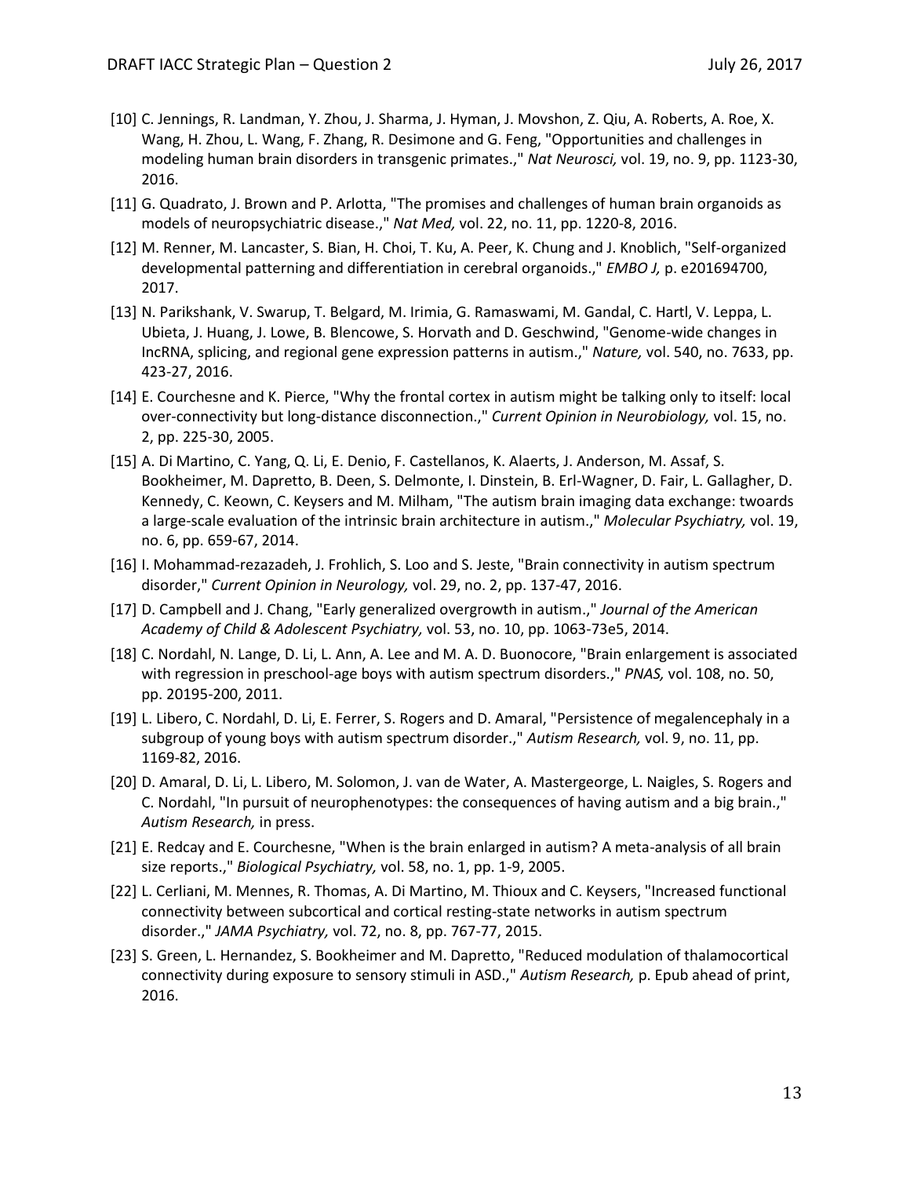[10] C. Jennings, R. Landman, Y. Zhou, J. Sharma, J. Hyman, J. Movshon, Z. Qiu, A. Roberts, A. Roe, X. Wang, H. Zhou, L. Wang, F. Zhang, R. Desimone and G. Feng, "Opportunities and challenges in modeling human brain disorders in transgenic primates.," *Nat Neurosci,* vol. 19, no. 9, pp. 1123-30, 2016.

[11] G. Quadrato, J. Brown and P. Arlotta, "The promises and challenges of human brain organoids as models of neuropsychiatric disease.," *Nat Med,* vol. 22, no. 11, pp. 1220-8, 2016.

[12] M. Renner, M. Lancaster, S. Bian, H. Choi, T. Ku, A. Peer, K. Chung and J. Knoblich, "Self-organized developmental patterning and differentiation in cerebral organoids.," *EMBO J,* p. e201694700, 2017.

[13] N. Parikshank, V. Swarup, T. Belgard, M. Irimia, G. Ramaswami, M. Gandal, C. Hartl, V. Leppa, L. Ubieta, J. Huang, J. Lowe, B. Blencowe, S. Horvath and D. Geschwind, "Genome-wide changes in lncRNA, splicing, and regional gene expression patterns in autism.," *Nature,* vol. 540, no. 7633, pp. 423-27, 2016.

[14] E. Courchesne and K. Pierce, "Why the frontal cortex in autism might be talking only to itself: local over-connectivity but long-distance disconnection.," *Current Opinion in Neurobiology,* vol. 15, no. 2, pp. 225-30, 2005.

[15] A. Di Martino, C. Yang, Q. Li, E. Denio, F. Castellanos, K. Alaerts, J. Anderson, M. Assaf, S. Bookheimer, M. Dapretto, B. Deen, S. Delmonte, I. Dinstein, B. Erl-Wagner, D. Fair, L. Gallagher, D. Kennedy, C. Keown, C. Keysers and M. Milham, "The autism brain imaging data exchange: twoards a large-scale evaluation of the intrinsic brain architecture in autism.," *Molecular Psychiatry,* vol. 19, no. 6, pp. 659-67, 2014.

[16] I. Mohammad-rezazadeh, J. Frohlich, S. Loo and S. Jeste, "Brain connectivity in autism spectrum disorder," *Current Opinion in Neurology,* vol. 29, no. 2, pp. 137-47, 2016.

[17] D. Campbell and J. Chang, "Early generalized overgrowth in autism.," *Journal of the American Academy of Child & Adolescent Psychiatry,* vol. 53, no. 10, pp. 1063-73e5, 2014.

[18] C. Nordahl, N. Lange, D. Li, L. Ann, A. Lee and M. A. D. Buonocore, "Brain enlargement is associated with regression in preschool-age boys with autism spectrum disorders.," *PNAS,* vol. 108, no. 50, pp. 20195-200, 2011.

[19] L. Libero, C. Nordahl, D. Li, E. Ferrer, S. Rogers and D. Amaral, "Persistence of megalencephaly in a subgroup of young boys with autism spectrum disorder.," *Autism Research,* vol. 9, no. 11, pp. 1169-82, 2016.

[20] D. Amaral, D. Li, L. Libero, M. Solomon, J. van de Water, A. Mastergeorge, L. Naigles, S. Rogers and C. Nordahl, "In pursuit of neurophenotypes: the consequences of having autism and a big brain.," *Autism Research,* in press.

[21] E. Redcay and E. Courchesne, "When is the brain enlarged in autism? A meta-analysis of all brain size reports.," *Biological Psychiatry,* vol. 58, no. 1, pp. 1-9, 2005.

[22] L. Cerliani, M. Mennes, R. Thomas, A. Di Martino, M. Thioux and C. Keysers, "Increased functional connectivity between subcortical and cortical resting-state networks in autism spectrum disorder.," *JAMA Psychiatry,* vol. 72, no. 8, pp. 767-77, 2015.

[23] S. Green, L. Hernandez, S. Bookheimer and M. Dapretto, "Reduced modulation of thalamocortical connectivity during exposure to sensory stimuli in ASD.," *Autism Research,* p. Epub ahead of print, 2016.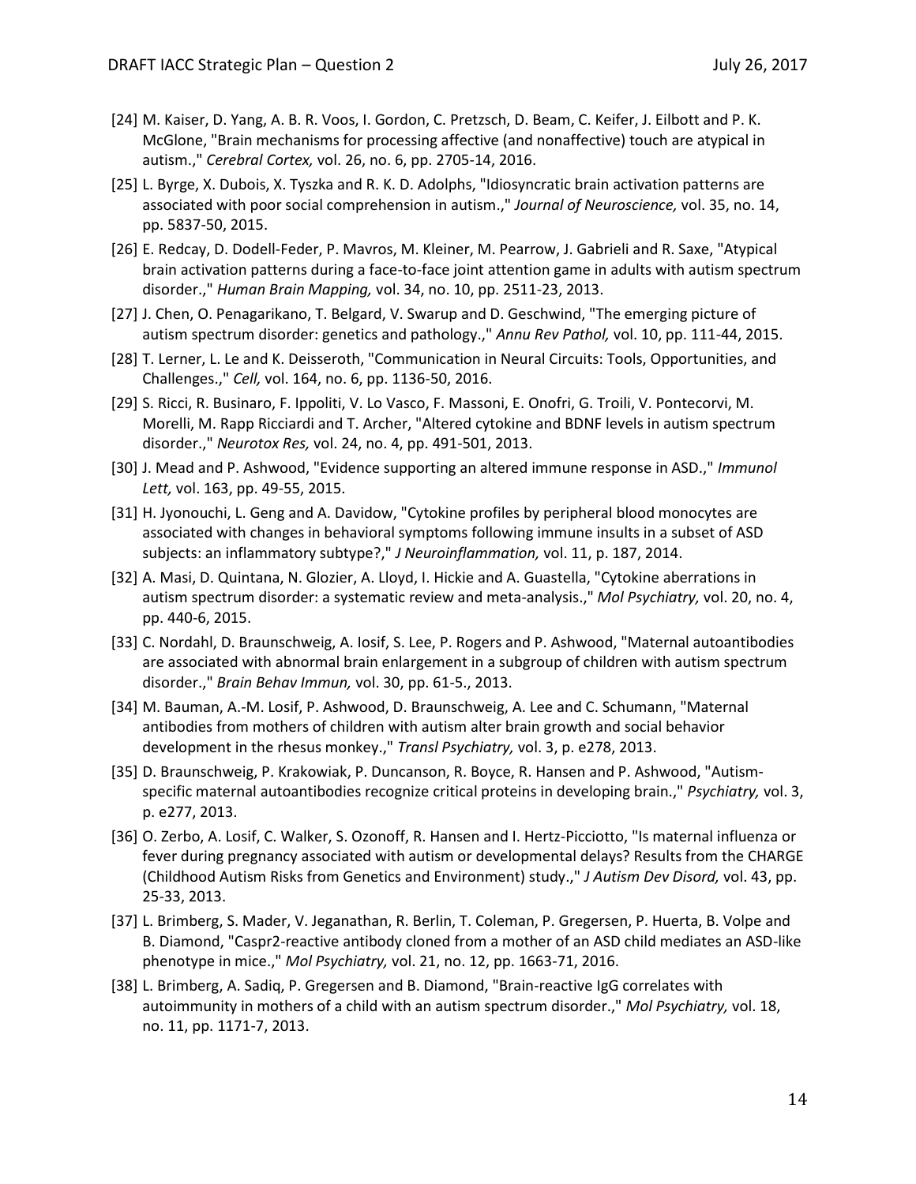[24] M. Kaiser, D. Yang, A. B. R. Voos, I. Gordon, C. Pretzsch, D. Beam, C. Keifer, J. Eilbott and P. K. McGlone, "Brain mechanisms for processing affective (and nonaffective) touch are atypical in autism.," *Cerebral Cortex,* vol. 26, no. 6, pp. 2705-14, 2016.

[25] L. Byrge, X. Dubois, X. Tyszka and R. K. D. Adolphs, "Idiosyncratic brain activation patterns are associated with poor social comprehension in autism.," *Journal of Neuroscience,* vol. 35, no. 14, pp. 5837-50, 2015.

[26] E. Redcay, D. Dodell-Feder, P. Mavros, M. Kleiner, M. Pearrow, J. Gabrieli and R. Saxe, "Atypical brain activation patterns during a face-to-face joint attention game in adults with autism spectrum disorder.," *Human Brain Mapping,* vol. 34, no. 10, pp. 2511-23, 2013.

[27] J. Chen, O. Penagarikano, T. Belgard, V. Swarup and D. Geschwind, "The emerging picture of autism spectrum disorder: genetics and pathology.," *Annu Rev Pathol,* vol. 10, pp. 111-44, 2015.

[28] T. Lerner, L. Le and K. Deisseroth, "Communication in Neural Circuits: Tools, Opportunities, and Challenges.," *Cell,* vol. 164, no. 6, pp. 1136-50, 2016.

[29] S. Ricci, R. Businaro, F. Ippoliti, V. Lo Vasco, F. Massoni, E. Onofri, G. Troili, V. Pontecorvi, M. Morelli, M. Rapp Ricciardi and T. Archer, "Altered cytokine and BDNF levels in autism spectrum disorder.," *Neurotox Res,* vol. 24, no. 4, pp. 491-501, 2013.

[30] J. Mead and P. Ashwood, "Evidence supporting an altered immune response in ASD.," *Immunol Lett,* vol. 163, pp. 49-55, 2015.

[31] H. Jyonouchi, L. Geng and A. Davidow, "Cytokine profiles by peripheral blood monocytes are associated with changes in behavioral symptoms following immune insults in a subset of ASD subjects: an inflammatory subtype?," *J Neuroinflammation,* vol. 11, p. 187, 2014.

[32] A. Masi, D. Quintana, N. Glozier, A. Lloyd, I. Hickie and A. Guastella, "Cytokine aberrations in autism spectrum disorder: a systematic review and meta-analysis.," *Mol Psychiatry,* vol. 20, no. 4, pp. 440-6, 2015.

[33] C. Nordahl, D. Braunschweig, A. Iosif, S. Lee, P. Rogers and P. Ashwood, "Maternal autoantibodies are associated with abnormal brain enlargement in a subgroup of children with autism spectrum disorder.," *Brain Behav Immun,* vol. 30, pp. 61-5., 2013.

[34] M. Bauman, A.-M. Losif, P. Ashwood, D. Braunschweig, A. Lee and C. Schumann, "Maternal antibodies from mothers of children with autism alter brain growth and social behavior development in the rhesus monkey.," *Transl Psychiatry,* vol. 3, p. e278, 2013.

[35] D. Braunschweig, P. Krakowiak, P. Duncanson, R. Boyce, R. Hansen and P. Ashwood, "Autism-specific maternal autoantibodies recognize critical proteins in developing brain.," *Psychiatry,* vol. 3, p. e277, 2013.

[36] O. Zerbo, A. Losif, C. Walker, S. Ozonoff, R. Hansen and I. Hertz-Picciotto, "Is maternal influenza or fever during pregnancy associated with autism or developmental delays? Results from the CHARGE (Childhood Autism Risks from Genetics and Environment) study.," *J Autism Dev Disord,* vol. 43, pp. 25-33, 2013.

[37] L. Brimberg, S. Mader, V. Jeganathan, R. Berlin, T. Coleman, P. Gregersen, P. Huerta, B. Volpe and B. Diamond, "Caspr2-reactive antibody cloned from a mother of an ASD child mediates an ASD-like phenotype in mice.," *Mol Psychiatry,* vol. 21, no. 12, pp. 1663-71, 2016.

[38] L. Brimberg, A. Sadiq, P. Gregersen and B. Diamond, "Brain-reactive IgG correlates with autoimmunity in mothers of a child with an autism spectrum disorder.," *Mol Psychiatry,* vol. 18, no. 11, pp. 1171-7, 2013.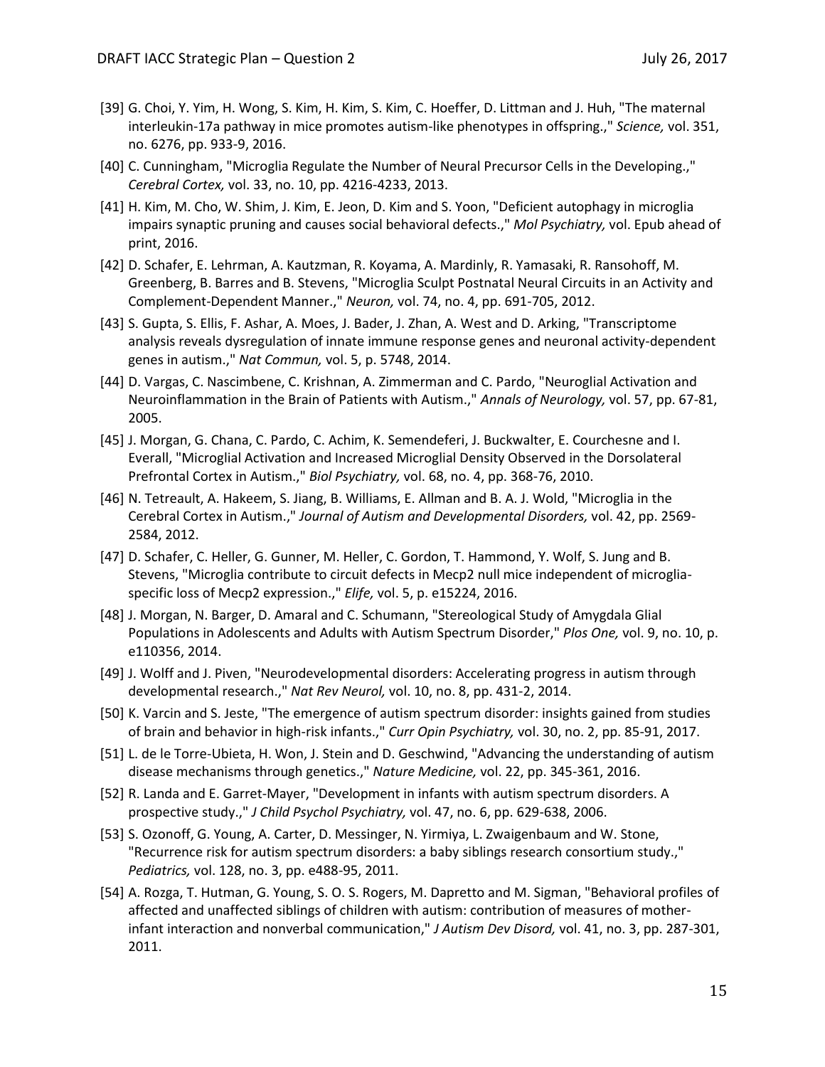[39] G. Choi, Y. Yim, H. Wong, S. Kim, H. Kim, S. Kim, C. Hoeffer, D. Littman and J. Huh, "The maternal interleukin-17a pathway in mice promotes autism-like phenotypes in offspring.," *Science,* vol. 351, no. 6276, pp. 933-9, 2016.

[40] C. Cunningham, "Microglia Regulate the Number of Neural Precursor Cells in the Developing.," *Cerebral Cortex,* vol. 33, no. 10, pp. 4216-4233, 2013.

[41] H. Kim, M. Cho, W. Shim, J. Kim, E. Jeon, D. Kim and S. Yoon, "Deficient autophagy in microglia impairs synaptic pruning and causes social behavioral defects.," *Mol Psychiatry,* vol. Epub ahead of print, 2016.

[42] D. Schafer, E. Lehrman, A. Kautzman, R. Koyama, A. Mardinly, R. Yamasaki, R. Ransohoff, M. Greenberg, B. Barres and B. Stevens, "Microglia Sculpt Postnatal Neural Circuits in an Activity and Complement-Dependent Manner.," *Neuron,* vol. 74, no. 4, pp. 691-705, 2012.

[43] S. Gupta, S. Ellis, F. Ashar, A. Moes, J. Bader, J. Zhan, A. West and D. Arking, "Transcriptome analysis reveals dysregulation of innate immune response genes and neuronal activity-dependent genes in autism.," *Nat Commun,* vol. 5, p. 5748, 2014.

[44] D. Vargas, C. Nascimbene, C. Krishnan, A. Zimmerman and C. Pardo, "Neuroglial Activation and Neuroinflammation in the Brain of Patients with Autism.," *Annals of Neurology,* vol. 57, pp. 67-81, 2005.

[45] J. Morgan, G. Chana, C. Pardo, C. Achim, K. Semendeferi, J. Buckwalter, E. Courchesne and I. Everall, "Microglial Activation and Increased Microglial Density Observed in the Dorsolateral Prefrontal Cortex in Autism.," *Biol Psychiatry,* vol. 68, no. 4, pp. 368-76, 2010.

[46] N. Tetreault, A. Hakeem, S. Jiang, B. Williams, E. Allman and B. A. J. Wold, "Microglia in the Cerebral Cortex in Autism.," *Journal of Autism and Developmental Disorders,* vol. 42, pp. 2569-2584, 2012.

[47] D. Schafer, C. Heller, G. Gunner, M. Heller, C. Gordon, T. Hammond, Y. Wolf, S. Jung and B. Stevens, "Microglia contribute to circuit defects in Mecp2 null mice independent of microglia-specific loss of Mecp2 expression.," *Elife,* vol. 5, p. e15224, 2016.

[48] J. Morgan, N. Barger, D. Amaral and C. Schumann, "Stereological Study of Amygdala Glial Populations in Adolescents and Adults with Autism Spectrum Disorder," *Plos One,* vol. 9, no. 10, p. e110356, 2014.

[49] J. Wolff and J. Piven, "Neurodevelopmental disorders: Accelerating progress in autism through developmental research.," *Nat Rev Neurol,* vol. 10, no. 8, pp. 431-2, 2014.

[50] K. Varcin and S. Jeste, "The emergence of autism spectrum disorder: insights gained from studies of brain and behavior in high-risk infants.," *Curr Opin Psychiatry,* vol. 30, no. 2, pp. 85-91, 2017.

[51] L. de le Torre-Ubieta, H. Won, J. Stein and D. Geschwind, "Advancing the understanding of autism disease mechanisms through genetics.," *Nature Medicine,* vol. 22, pp. 345-361, 2016.

[52] R. Landa and E. Garret-Mayer, "Development in infants with autism spectrum disorders. A prospective study.," *J Child Psychol Psychiatry,* vol. 47, no. 6, pp. 629-638, 2006.

[53] S. Ozonoff, G. Young, A. Carter, D. Messinger, N. Yirmiya, L. Zwaigenbaum and W. Stone, "Recurrence risk for autism spectrum disorders: a baby siblings research consortium study.," *Pediatrics,* vol. 128, no. 3, pp. e488-95, 2011.

[54] A. Rozga, T. Hutman, G. Young, S. O. S. Rogers, M. Dapretto and M. Sigman, "Behavioral profiles of affected and unaffected siblings of children with autism: contribution of measures of mother-infant interaction and nonverbal communication," *J Autism Dev Disord,* vol. 41, no. 3, pp. 287-301, 2011.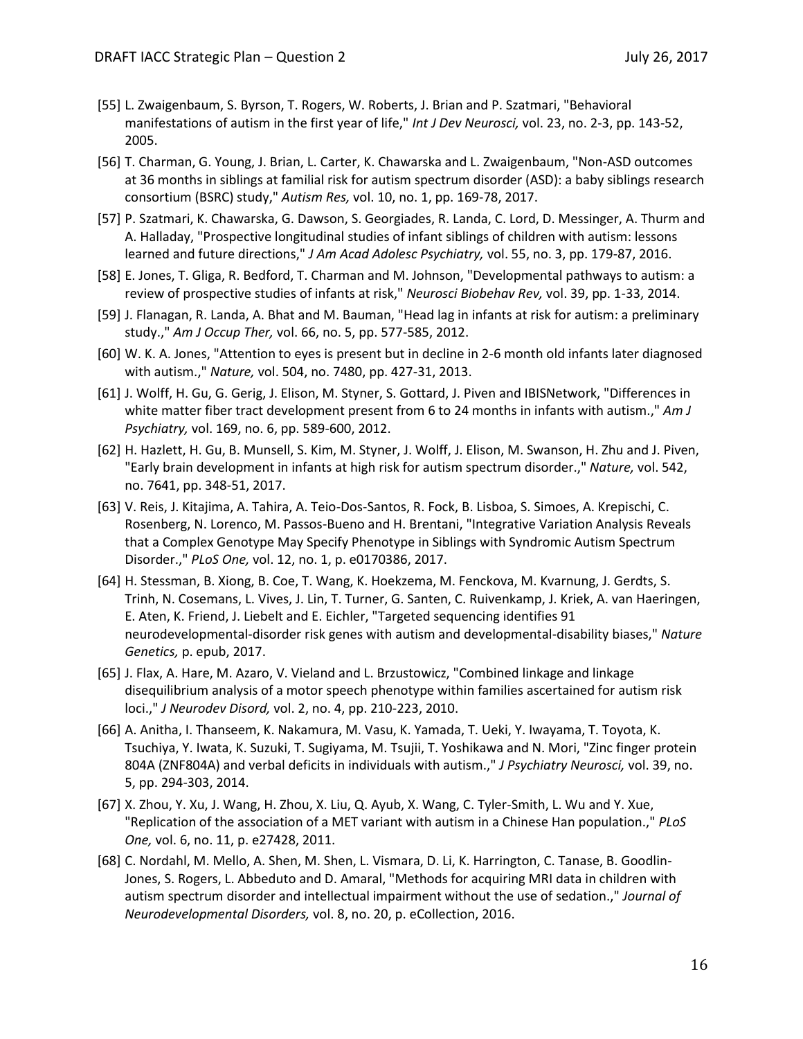[55] L. Zwaigenbaum, S. Byrson, T. Rogers, W. Roberts, J. Brian and P. Szatmari, "Behavioral manifestations of autism in the first year of life," *Int J Dev Neurosci,* vol. 23, no. 2-3, pp. 143-52, 2005.

[56] T. Charman, G. Young, J. Brian, L. Carter, K. Chawarska and L. Zwaigenbaum, "Non-ASD outcomes at 36 months in siblings at familial risk for autism spectrum disorder (ASD): a baby siblings research consortium (BSRC) study," *Autism Res,* vol. 10, no. 1, pp. 169-78, 2017.

[57] P. Szatmari, K. Chawarska, G. Dawson, S. Georgiades, R. Landa, C. Lord, D. Messinger, A. Thurm and A. Halladay, "Prospective longitudinal studies of infant siblings of children with autism: lessons learned and future directions," *J Am Acad Adolesc Psychiatry,* vol. 55, no. 3, pp. 179-87, 2016.

[58] E. Jones, T. Gliga, R. Bedford, T. Charman and M. Johnson, "Developmental pathways to autism: a review of prospective studies of infants at risk," *Neurosci Biobehav Rev,* vol. 39, pp. 1-33, 2014.

[59] J. Flanagan, R. Landa, A. Bhat and M. Bauman, "Head lag in infants at risk for autism: a preliminary study.," *Am J Occup Ther,* vol. 66, no. 5, pp. 577-585, 2012.

[60] W. K. A. Jones, "Attention to eyes is present but in decline in 2-6 month old infants later diagnosed with autism.," *Nature,* vol. 504, no. 7480, pp. 427-31, 2013.

[61] J. Wolff, H. Gu, G. Gerig, J. Elison, M. Styner, S. Gottard, J. Piven and IBISNetwork, "Differences in white matter fiber tract development present from 6 to 24 months in infants with autism.," *Am J Psychiatry,* vol. 169, no. 6, pp. 589-600, 2012.

[62] H. Hazlett, H. Gu, B. Munsell, S. Kim, M. Styner, J. Wolff, J. Elison, M. Swanson, H. Zhu and J. Piven, "Early brain development in infants at high risk for autism spectrum disorder.," *Nature,* vol. 542, no. 7641, pp. 348-51, 2017.

[63] V. Reis, J. Kitajima, A. Tahira, A. Teio-Dos-Santos, R. Fock, B. Lisboa, S. Simoes, A. Krepischi, C. Rosenberg, N. Lorenco, M. Passos-Bueno and H. Brentani, "Integrative Variation Analysis Reveals that a Complex Genotype May Specify Phenotype in Siblings with Syndromic Autism Spectrum Disorder.," *PLoS One,* vol. 12, no. 1, p. e0170386, 2017.

[64] H. Stessman, B. Xiong, B. Coe, T. Wang, K. Hoekzema, M. Fenckova, M. Kvarnung, J. Gerdts, S. Trinh, N. Cosemans, L. Vives, J. Lin, T. Turner, G. Santen, C. Ruivenkamp, J. Kriek, A. van Haeringen, E. Aten, K. Friend, J. Liebelt and E. Eichler, "Targeted sequencing identifies 91 neurodevelopmental-disorder risk genes with autism and developmental-disability biases," *Nature Genetics,* p. epub, 2017.

[65] J. Flax, A. Hare, M. Azaro, V. Vieland and L. Brzustowicz, "Combined linkage and linkage disequilibrium analysis of a motor speech phenotype within families ascertained for autism risk loci.," *J Neurodev Disord,* vol. 2, no. 4, pp. 210-223, 2010.

[66] A. Anitha, I. Thanseem, K. Nakamura, M. Vasu, K. Yamada, T. Ueki, Y. Iwayama, T. Toyota, K. Tsuchiya, Y. Iwata, K. Suzuki, T. Sugiyama, M. Tsujii, T. Yoshikawa and N. Mori, "Zinc finger protein 804A (ZNF804A) and verbal deficits in individuals with autism.," *J Psychiatry Neurosci,* vol. 39, no. 5, pp. 294-303, 2014.

[67] X. Zhou, Y. Xu, J. Wang, H. Zhou, X. Liu, Q. Ayub, X. Wang, C. Tyler-Smith, L. Wu and Y. Xue, "Replication of the association of a MET variant with autism in a Chinese Han population.," *PLoS One,* vol. 6, no. 11, p. e27428, 2011.

[68] C. Nordahl, M. Mello, A. Shen, M. Shen, L. Vismara, D. Li, K. Harrington, C. Tanase, B. Goodlin-Jones, S. Rogers, L. Abbeduto and D. Amaral, "Methods for acquiring MRI data in children with autism spectrum disorder and intellectual impairment without the use of sedation.," *Journal of Neurodevelopmental Disorders,* vol. 8, no. 20, p. eCollection, 2016.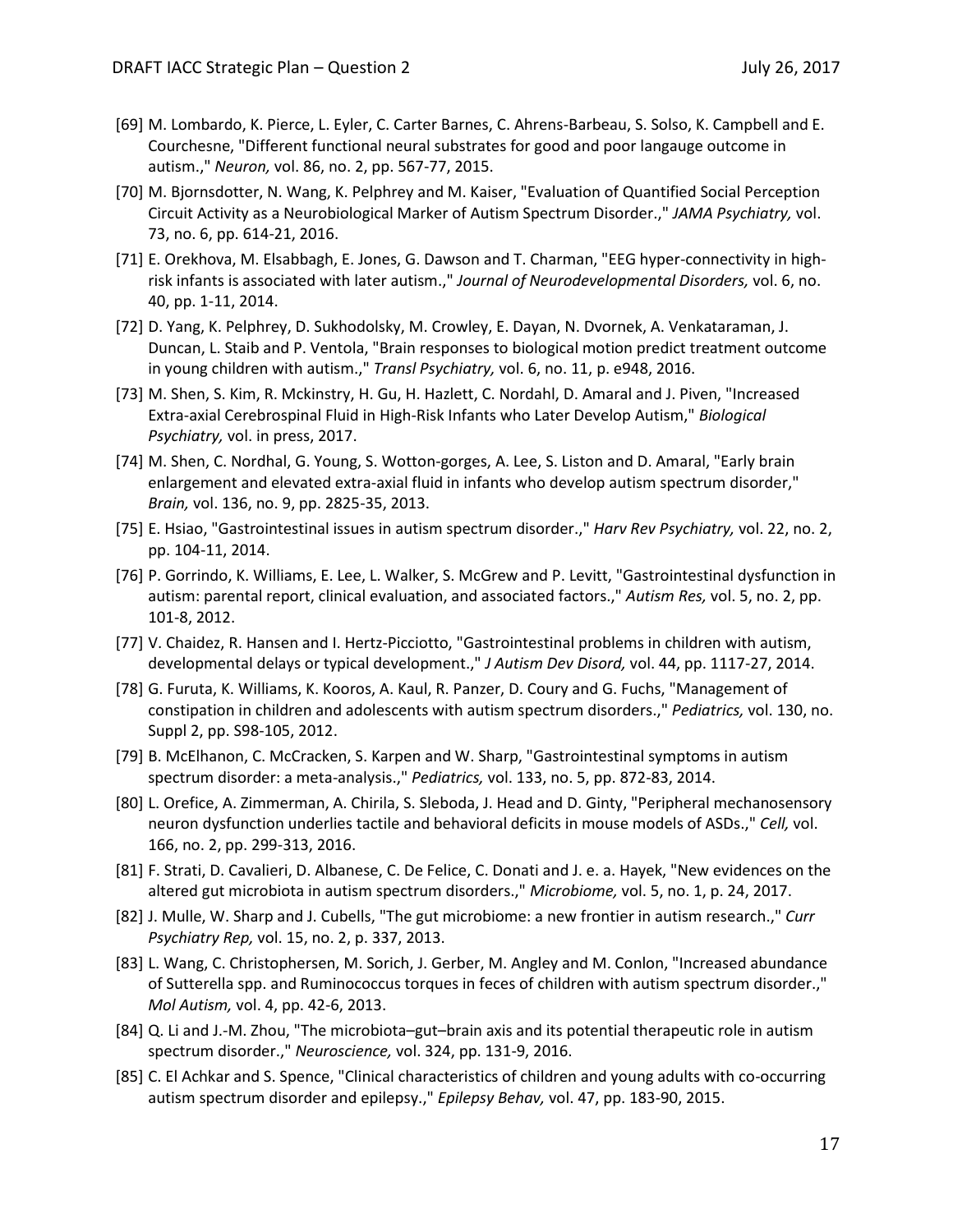[69] M. Lombardo, K. Pierce, L. Eyler, C. Carter Barnes, C. Ahrens-Barbeau, S. Solso, K. Campbell and E. Courchesne, "Different functional neural substrates for good and poor langauge outcome in autism.," *Neuron,* vol. 86, no. 2, pp. 567-77, 2015.

[70] M. Bjornsdotter, N. Wang, K. Pelphrey and M. Kaiser, "Evaluation of Quantified Social Perception Circuit Activity as a Neurobiological Marker of Autism Spectrum Disorder.," *JAMA Psychiatry,* vol. 73, no. 6, pp. 614-21, 2016.

[71] E. Orekhova, M. Elsabbagh, E. Jones, G. Dawson and T. Charman, "EEG hyper-connectivity in high-risk infants is associated with later autism.," *Journal of Neurodevelopmental Disorders,* vol. 6, no. 40, pp. 1-11, 2014.

[72] D. Yang, K. Pelphrey, D. Sukhodolsky, M. Crowley, E. Dayan, N. Dvornek, A. Venkataraman, J. Duncan, L. Staib and P. Ventola, "Brain responses to biological motion predict treatment outcome in young children with autism.," *Transl Psychiatry,* vol. 6, no. 11, p. e948, 2016.

[73] M. Shen, S. Kim, R. Mckinstry, H. Gu, H. Hazlett, C. Nordahl, D. Amaral and J. Piven, "Increased Extra-axial Cerebrospinal Fluid in High-Risk Infants who Later Develop Autism," *Biological Psychiatry,* vol. in press, 2017.

[74] M. Shen, C. Nordhal, G. Young, S. Wotton-gorges, A. Lee, S. Liston and D. Amaral, "Early brain enlargement and elevated extra-axial fluid in infants who develop autism spectrum disorder," *Brain,* vol. 136, no. 9, pp. 2825-35, 2013.

[75] E. Hsiao, "Gastrointestinal issues in autism spectrum disorder.," *Harv Rev Psychiatry,* vol. 22, no. 2, pp. 104-11, 2014.

[76] P. Gorrindo, K. Williams, E. Lee, L. Walker, S. McGrew and P. Levitt, "Gastrointestinal dysfunction in autism: parental report, clinical evaluation, and associated factors.," *Autism Res,* vol. 5, no. 2, pp. 101-8, 2012.

[77] V. Chaidez, R. Hansen and I. Hertz-Picciotto, "Gastrointestinal problems in children with autism, developmental delays or typical development.," *J Autism Dev Disord,* vol. 44, pp. 1117-27, 2014.

[78] G. Furuta, K. Williams, K. Kooros, A. Kaul, R. Panzer, D. Coury and G. Fuchs, "Management of constipation in children and adolescents with autism spectrum disorders.," *Pediatrics,* vol. 130, no. Suppl 2, pp. S98-105, 2012.

[79] B. McElhanon, C. McCracken, S. Karpen and W. Sharp, "Gastrointestinal symptoms in autism spectrum disorder: a meta-analysis.," *Pediatrics,* vol. 133, no. 5, pp. 872-83, 2014.

[80] L. Orefice, A. Zimmerman, A. Chirila, S. Sleboda, J. Head and D. Ginty, "Peripheral mechanosensory neuron dysfunction underlies tactile and behavioral deficits in mouse models of ASDs.," *Cell,* vol. 166, no. 2, pp. 299-313, 2016.

[81] F. Strati, D. Cavalieri, D. Albanese, C. De Felice, C. Donati and J. e. a. Hayek, "New evidences on the altered gut microbiota in autism spectrum disorders.," *Microbiome,* vol. 5, no. 1, p. 24, 2017.

[82] J. Mulle, W. Sharp and J. Cubells, "The gut microbiome: a new frontier in autism research.," *Curr Psychiatry Rep,* vol. 15, no. 2, p. 337, 2013.

[83] L. Wang, C. Christophersen, M. Sorich, J. Gerber, M. Angley and M. Conlon, "Increased abundance of Sutterella spp. and Ruminococcus torques in feces of children with autism spectrum disorder.," *Mol Autism,* vol. 4, pp. 42-6, 2013.

[84] Q. Li and J.-M. Zhou, "The microbiota–gut–brain axis and its potential therapeutic role in autism spectrum disorder.," *Neuroscience,* vol. 324, pp. 131-9, 2016.

[85] C. El Achkar and S. Spence, "Clinical characteristics of children and young adults with co-occurring autism spectrum disorder and epilepsy.," *Epilepsy Behav,* vol. 47, pp. 183-90, 2015.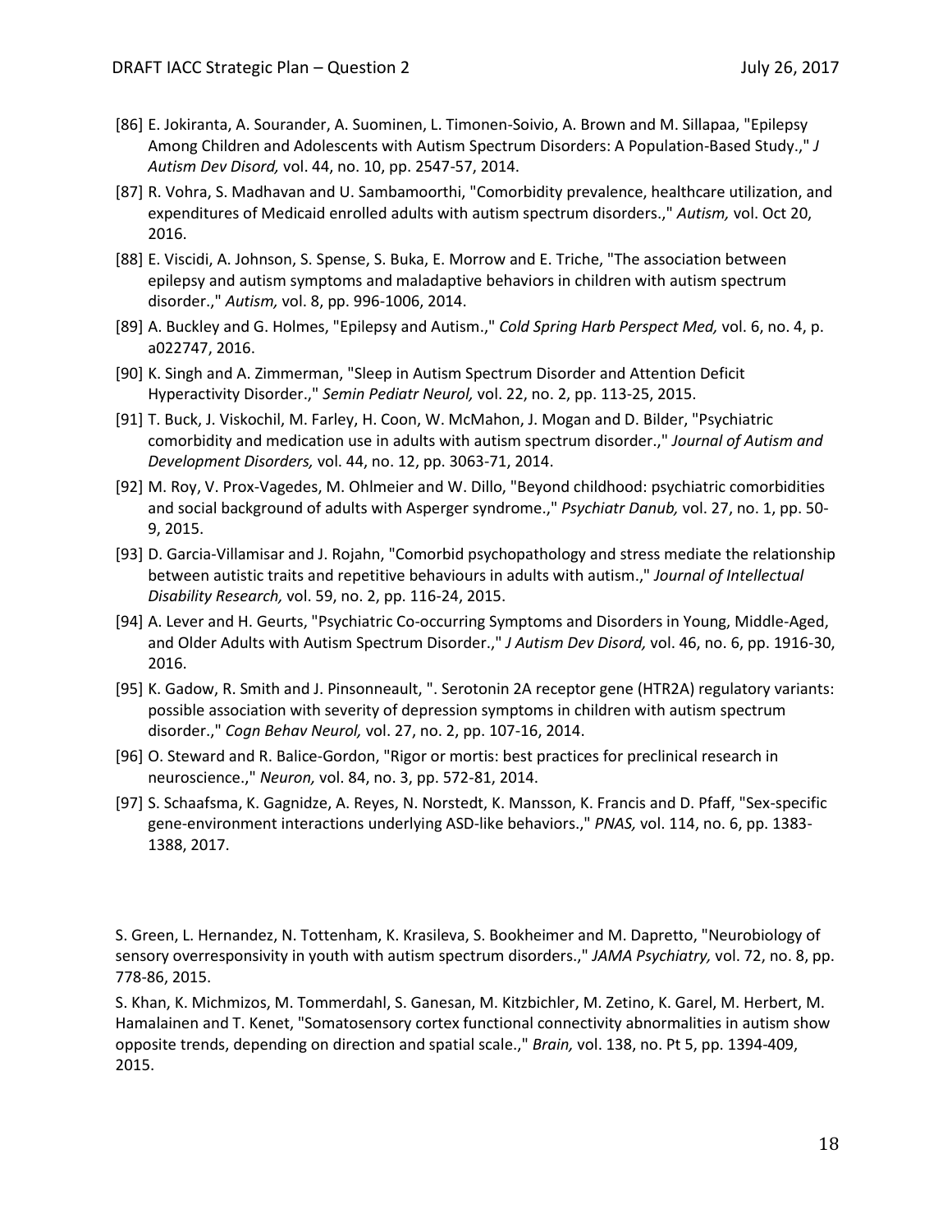[86] E. Jokiranta, A. Sourander, A. Suominen, L. Timonen-Soivio, A. Brown and M. Sillapaa, "Epilepsy Among Children and Adolescents with Autism Spectrum Disorders: A Population-Based Study.," *J Autism Dev Disord,* vol. 44, no. 10, pp. 2547-57, 2014.

[87] R. Vohra, S. Madhavan and U. Sambamoorthi, "Comorbidity prevalence, healthcare utilization, and expenditures of Medicaid enrolled adults with autism spectrum disorders.," *Autism,* vol. Oct 20, 2016.

[88] E. Viscidi, A. Johnson, S. Spense, S. Buka, E. Morrow and E. Triche, "The association between epilepsy and autism symptoms and maladaptive behaviors in children with autism spectrum disorder.," *Autism,* vol. 8, pp. 996-1006, 2014.

[89] A. Buckley and G. Holmes, "Epilepsy and Autism.," *Cold Spring Harb Perspect Med,* vol. 6, no. 4, p. a022747, 2016.

[90] K. Singh and A. Zimmerman, "Sleep in Autism Spectrum Disorder and Attention Deficit Hyperactivity Disorder.," *Semin Pediatr Neurol,* vol. 22, no. 2, pp. 113-25, 2015.

[91] T. Buck, J. Viskochil, M. Farley, H. Coon, W. McMahon, J. Mogan and D. Bilder, "Psychiatric comorbidity and medication use in adults with autism spectrum disorder.," *Journal of Autism and Development Disorders,* vol. 44, no. 12, pp. 3063-71, 2014.

[92] M. Roy, V. Prox-Vagedes, M. Ohlmeier and W. Dillo, "Beyond childhood: psychiatric comorbidities and social background of adults with Asperger syndrome.," *Psychiatr Danub,* vol. 27, no. 1, pp. 50-9, 2015.

[93] D. Garcia-Villamisar and J. Rojahn, "Comorbid psychopathology and stress mediate the relationship between autistic traits and repetitive behaviours in adults with autism.," *Journal of Intellectual Disability Research,* vol. 59, no. 2, pp. 116-24, 2015.

[94] A. Lever and H. Geurts, "Psychiatric Co-occurring Symptoms and Disorders in Young, Middle-Aged, and Older Adults with Autism Spectrum Disorder.," *J Autism Dev Disord,* vol. 46, no. 6, pp. 1916-30, 2016.

[95] K. Gadow, R. Smith and J. Pinsonneault, ". Serotonin 2A receptor gene (HTR2A) regulatory variants: possible association with severity of depression symptoms in children with autism spectrum disorder.," *Cogn Behav Neurol,* vol. 27, no. 2, pp. 107-16, 2014.

[96] O. Steward and R. Balice-Gordon, "Rigor or mortis: best practices for preclinical research in neuroscience.," *Neuron,* vol. 84, no. 3, pp. 572-81, 2014.

[97] S. Schaafsma, K. Gagnidze, A. Reyes, N. Norstedt, K. Mansson, K. Francis and D. Pfaff, "Sex-specific gene-environment interactions underlying ASD-like behaviors.," *PNAS,* vol. 114, no. 6, pp. 1383-1388, 2017.

S. Green, L. Hernandez, N. Tottenham, K. Krasileva, S. Bookheimer and M. Dapretto, "Neurobiology of sensory overresponsivity in youth with autism spectrum disorders.," *JAMA Psychiatry,* vol. 72, no. 8, pp. 778-86, 2015.

S. Khan, K. Michmizos, M. Tommerdahl, S. Ganesan, M. Kitzbichler, M. Zetino, K. Garel, M. Herbert, M. Hamalainen and T. Kenet, "Somatosensory cortex functional connectivity abnormalities in autism show opposite trends, depending on direction and spatial scale.," *Brain,* vol. 138, no. Pt 5, pp. 1394-409, 2015.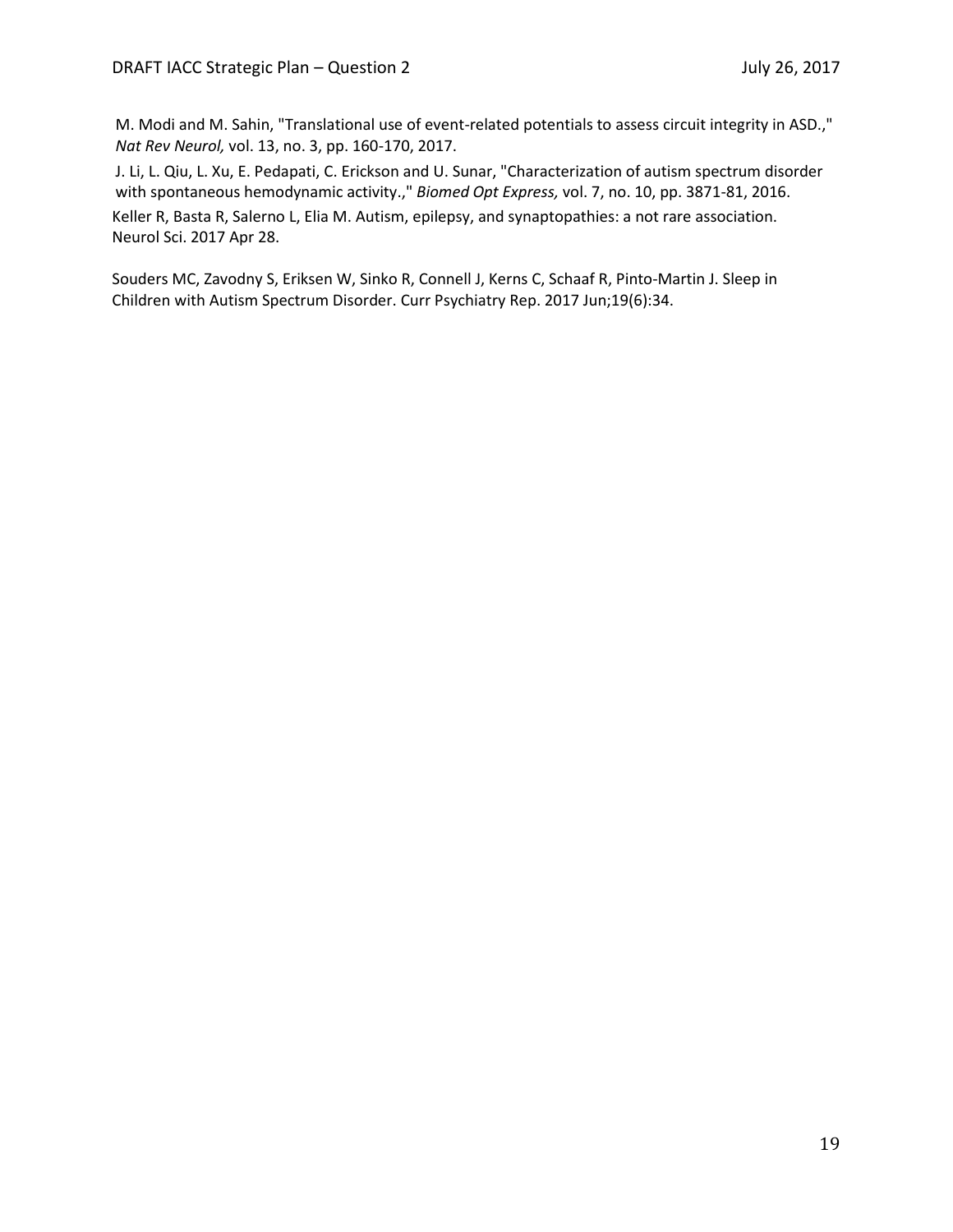M. Modi and M. Sahin, "Translational use of event-related potentials to assess circuit integrity in ASD.," *Nat Rev Neurol,* vol. 13, no. 3, pp. 160-170, 2017.

J. Li, L. Qiu, L. Xu, E. Pedapati, C. Erickson and U. Sunar, "Characterization of autism spectrum disorder with spontaneous hemodynamic activity.," *Biomed Opt Express,* vol. 7, no. 10, pp. 3871-81, 2016.

Keller R, Basta R, Salerno L, Elia M. Autism, epilepsy, and synaptopathies: a not rare association. Neurol Sci. 2017 Apr 28.

Souders MC, Zavodny S, Eriksen W, Sinko R, Connell J, Kerns C, Schaaf R, Pinto-Martin J. Sleep in Children with Autism Spectrum Disorder. Curr Psychiatry Rep. 2017 Jun;19(6):34.